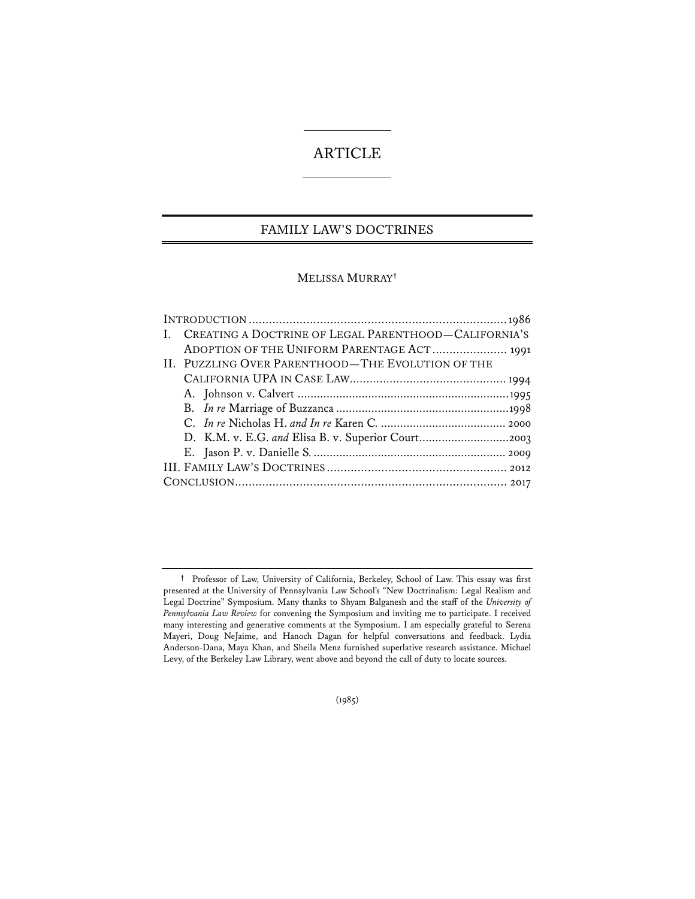# ARTICLE

## FAMILY LAW'S DOCTRINES

MELISSA MURRAY[†]

| | |
|---|---|
| INTRODUCTION | 1986 |
| I. CREATING A DOCTRINE OF LEGAL PARENTHOOD—CALIFORNIA'S ADOPTION OF THE UNIFORM PARENTAGE ACT | 1991 |
| II. PUZZLING OVER PARENTHOOD—THE EVOLUTION OF THE CALIFORNIA UPA IN CASE LAW | 1994 |
| A. Johnson v. Calvert | 1995 |
| B. *In re* Marriage of Buzzanca | 1998 |
| C. *In re* Nicholas H. *and In re* Karen C. | 2000 |
| D. K.M. v. E.G. *and* Elisa B. v. Superior Court | 2003 |
| E. Jason P. v. Danielle S. | 2009 |
| III. FAMILY LAW'S DOCTRINES | 2012 |
| CONCLUSION | 2017 |

[†] Professor of Law, University of California, Berkeley, School of Law. This essay was first presented at the University of Pennsylvania Law School's "New Doctrinalism: Legal Realism and Legal Doctrine" Symposium. Many thanks to Shyam Balganesh and the staff of the *University of Pennsylvania Law Review* for convening the Symposium and inviting me to participate. I received many interesting and generative comments at the Symposium. I am especially grateful to Serena Mayeri, Doug NeJaime, and Hanoch Dagan for helpful conversations and feedback. Lydia Anderson-Dana, Maya Khan, and Sheila Menz furnished superlative research assistance. Michael Levy, of the Berkeley Law Library, went above and beyond the call of duty to locate sources.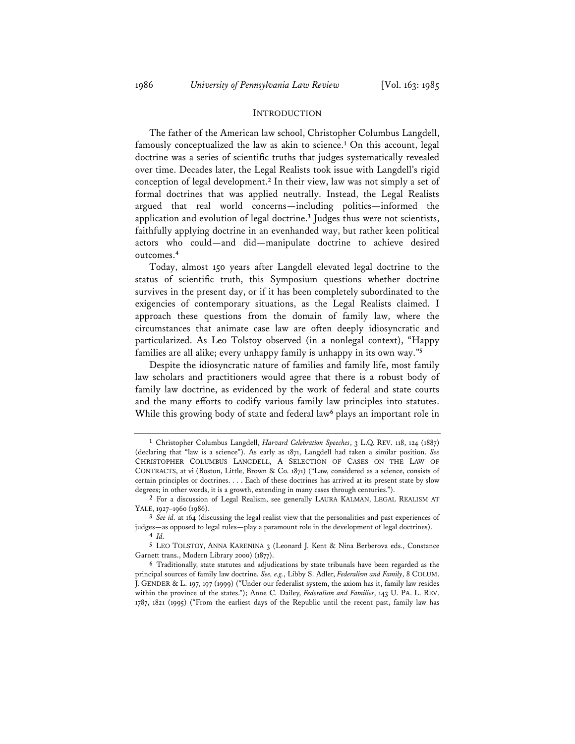## INTRODUCTION

The father of the American law school, Christopher Columbus Langdell, famously conceptualized the law as akin to science.[1] On this account, legal doctrine was a series of scientific truths that judges systematically revealed over time. Decades later, the Legal Realists took issue with Langdell's rigid conception of legal development.[2] In their view, law was not simply a set of formal doctrines that was applied neutrally. Instead, the Legal Realists argued that real world concerns—including politics—informed the application and evolution of legal doctrine.[3] Judges thus were not scientists, faithfully applying doctrine in an evenhanded way, but rather keen political actors who could—and did—manipulate doctrine to achieve desired outcomes.[4]

Today, almost 150 years after Langdell elevated legal doctrine to the status of scientific truth, this Symposium questions whether doctrine survives in the present day, or if it has been completely subordinated to the exigencies of contemporary situations, as the Legal Realists claimed. I approach these questions from the domain of family law, where the circumstances that animate case law are often deeply idiosyncratic and particularized. As Leo Tolstoy observed (in a nonlegal context), "Happy families are all alike; every unhappy family is unhappy in its own way."[5]

Despite the idiosyncratic nature of families and family life, most family law scholars and practitioners would agree that there is a robust body of family law doctrine, as evidenced by the work of federal and state courts and the many efforts to codify various family law principles into statutes. While this growing body of state and federal law[6] plays an important role in

---

[1] Christopher Columbus Langdell, *Harvard Celebration Speeches*, 3 L.Q. REV. 118, 124 (1887) (declaring that "law is a science"). As early as 1871, Langdell had taken a similar position. *See* CHRISTOPHER COLUMBUS LANGDELL, A SELECTION OF CASES ON THE LAW OF CONTRACTS, at vi (Boston, Little, Brown & Co. 1871) ("Law, considered as a science, consists of certain principles or doctrines. . . . Each of these doctrines has arrived at its present state by slow degrees; in other words, it is a growth, extending in many cases through centuries.").

[2] For a discussion of Legal Realism, see generally LAURA KALMAN, LEGAL REALISM AT YALE, 1927–1960 (1986).

[3] *See id.* at 164 (discussing the legal realist view that the personalities and past experiences of judges—as opposed to legal rules—play a paramount role in the development of legal doctrines).

[4] *Id.*

[5] LEO TOLSTOY, ANNA KARENINA 3 (Leonard J. Kent & Nina Berberova eds., Constance Garnett trans., Modern Library 2000) (1877).

[6] Traditionally, state statutes and adjudications by state tribunals have been regarded as the principal sources of family law doctrine. *See, e.g.*, Libby S. Adler, *Federalism and Family*, 8 COLUM. J. GENDER & L. 197, 197 (1999) ("Under our federalist system, the axiom has it, family law resides within the province of the states."); Anne C. Dailey, *Federalism and Families*, 143 U. PA. L. REV. 1787, 1821 (1995) ("From the earliest days of the Republic until the recent past, family law has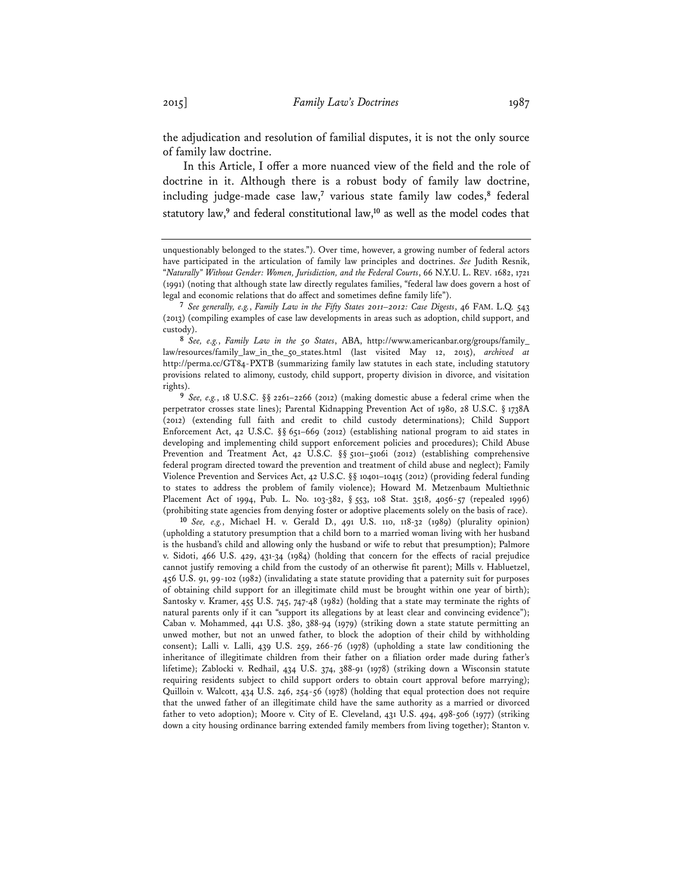the adjudication and resolution of familial disputes, it is not the only source of family law doctrine.

In this Article, I offer a more nuanced view of the field and the role of doctrine in it. Although there is a robust body of family law doctrine, including judge-made case law,[7] various state family law codes,[8] federal statutory law,[9] and federal constitutional law,[10] as well as the model codes that

---

unquestionably belonged to the states."). Over time, however, a growing number of federal actors have participated in the articulation of family law principles and doctrines. *See* Judith Resnik, *"Naturally" Without Gender: Women, Jurisdiction, and the Federal Courts*, 66 N.Y.U. L. REV. 1682, 1721 (1991) (noting that although state law directly regulates families, "federal law does govern a host of legal and economic relations that do affect and sometimes define family life").

[7] *See generally, e.g.*, *Family Law in the Fifty States 2011–2012: Case Digests*, 46 FAM. L.Q. 543 (2013) (compiling examples of case law developments in areas such as adoption, child support, and custody).

[8] *See, e.g.*, *Family Law in the 50 States*, ABA, http://www.americanbar.org/groups/family_law/resources/family_law_in_the_50_states.html (last visited May 12, 2015), *archived at* http://perma.cc/GT84-PXTB (summarizing family law statutes in each state, including statutory provisions related to alimony, custody, child support, property division in divorce, and visitation rights).

[9] *See, e.g.*, 18 U.S.C. §§ 2261–2266 (2012) (making domestic abuse a federal crime when the perpetrator crosses state lines); Parental Kidnapping Prevention Act of 1980, 28 U.S.C. § 1738A (2012) (extending full faith and credit to child custody determinations); Child Support Enforcement Act, 42 U.S.C. §§ 651–669 (2012) (establishing national program to aid states in developing and implementing child support enforcement policies and procedures); Child Abuse Prevention and Treatment Act, 42 U.S.C. §§ 5101–5106i (2012) (establishing comprehensive federal program directed toward the prevention and treatment of child abuse and neglect); Family Violence Prevention and Services Act, 42 U.S.C. §§ 10401–10415 (2012) (providing federal funding to states to address the problem of family violence); Howard M. Metzenbaum Multiethnic Placement Act of 1994, Pub. L. No. 103-382, § 553, 108 Stat. 3518, 4056-57 (repealed 1996) (prohibiting state agencies from denying foster or adoptive placements solely on the basis of race).

[10] *See, e.g.*, Michael H. v. Gerald D., 491 U.S. 110, 118-32 (1989) (plurality opinion) (upholding a statutory presumption that a child born to a married woman living with her husband is the husband's child and allowing only the husband or wife to rebut that presumption); Palmore v. Sidoti, 466 U.S. 429, 431-34 (1984) (holding that concern for the effects of racial prejudice cannot justify removing a child from the custody of an otherwise fit parent); Mills v. Habluetzel, 456 U.S. 91, 99-102 (1982) (invalidating a state statute providing that a paternity suit for purposes of obtaining child support for an illegitimate child must be brought within one year of birth); Santosky v. Kramer, 455 U.S. 745, 747-48 (1982) (holding that a state may terminate the rights of natural parents only if it can "support its allegations by at least clear and convincing evidence"); Caban v. Mohammed, 441 U.S. 380, 388-94 (1979) (striking down a state statute permitting an unwed mother, but not an unwed father, to block the adoption of their child by withholding consent); Lalli v. Lalli, 439 U.S. 259, 266-76 (1978) (upholding a state law conditioning the inheritance of illegitimate children from their father on a filiation order made during father's lifetime); Zablocki v. Redhail, 434 U.S. 374, 388-91 (1978) (striking down a Wisconsin statute requiring residents subject to child support orders to obtain court approval before marrying); Quilloin v. Walcott, 434 U.S. 246, 254-56 (1978) (holding that equal protection does not require that the unwed father of an illegitimate child have the same authority as a married or divorced father to veto adoption); Moore v. City of E. Cleveland, 431 U.S. 494, 498-506 (1977) (striking down a city housing ordinance barring extended family members from living together); Stanton v.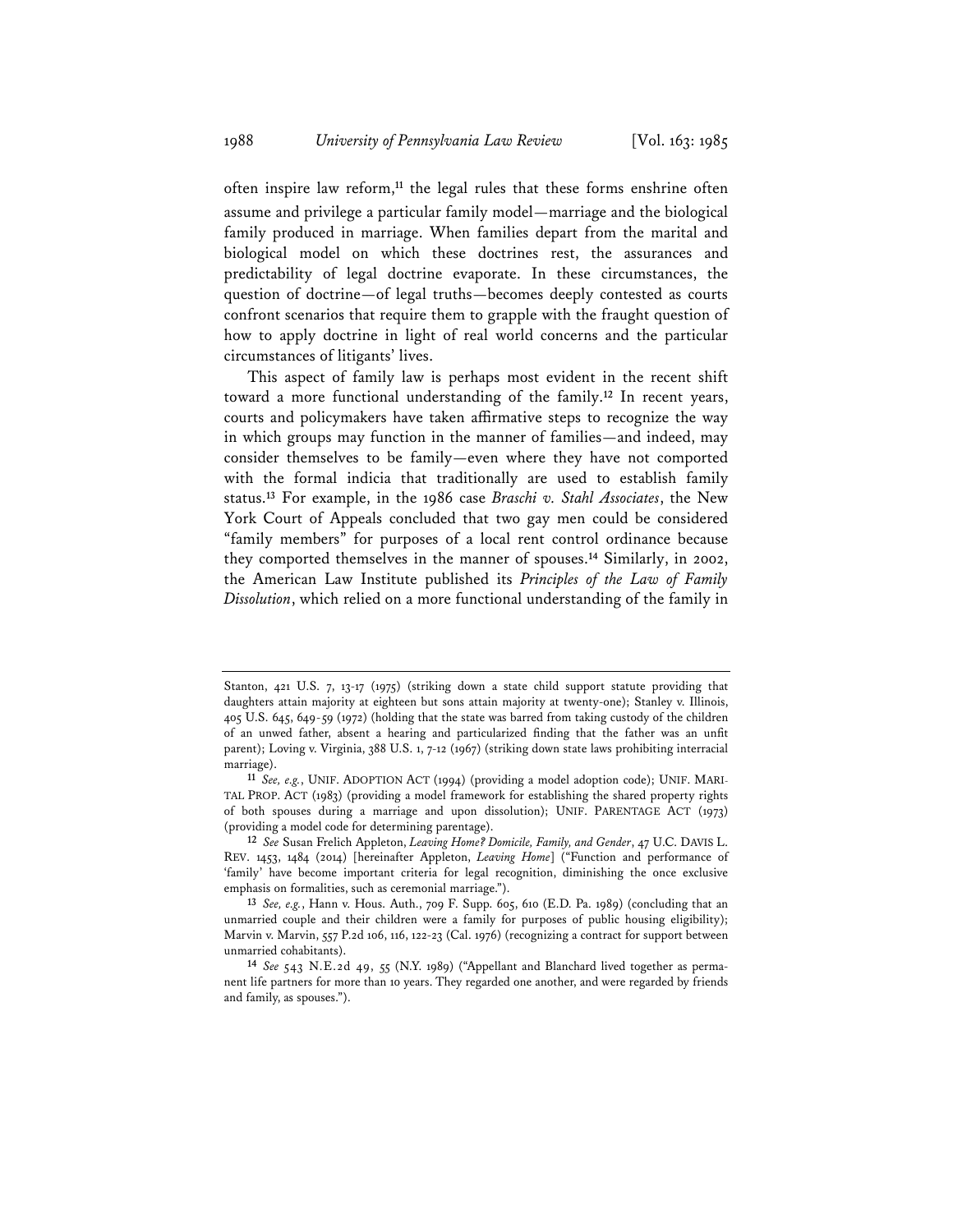often inspire law reform,[11] the legal rules that these forms enshrine often assume and privilege a particular family model—marriage and the biological family produced in marriage. When families depart from the marital and biological model on which these doctrines rest, the assurances and predictability of legal doctrine evaporate. In these circumstances, the question of doctrine—of legal truths—becomes deeply contested as courts confront scenarios that require them to grapple with the fraught question of how to apply doctrine in light of real world concerns and the particular circumstances of litigants' lives.

This aspect of family law is perhaps most evident in the recent shift toward a more functional understanding of the family.[12] In recent years, courts and policymakers have taken affirmative steps to recognize the way in which groups may function in the manner of families—and indeed, may consider themselves to be family—even where they have not comported with the formal indicia that traditionally are used to establish family status.[13] For example, in the 1986 case *Braschi v. Stahl Associates*, the New York Court of Appeals concluded that two gay men could be considered "family members" for purposes of a local rent control ordinance because they comported themselves in the manner of spouses.[14] Similarly, in 2002, the American Law Institute published its *Principles of the Law of Family Dissolution*, which relied on a more functional understanding of the family in

---

Stanton, 421 U.S. 7, 13-17 (1975) (striking down a state child support statute providing that daughters attain majority at eighteen but sons attain majority at twenty-one); Stanley v. Illinois, 405 U.S. 645, 649-59 (1972) (holding that the state was barred from taking custody of the children of an unwed father, absent a hearing and particularized finding that the father was an unfit parent); Loving v. Virginia, 388 U.S. 1, 7-12 (1967) (striking down state laws prohibiting interracial marriage).

[11] *See, e.g.*, UNIF. ADOPTION ACT (1994) (providing a model adoption code); UNIF. MARITAL PROP. ACT (1983) (providing a model framework for establishing the shared property rights of both spouses during a marriage and upon dissolution); UNIF. PARENTAGE ACT (1973) (providing a model code for determining parentage).

[12] *See* Susan Frelich Appleton, *Leaving Home? Domicile, Family, and Gender*, 47 U.C. DAVIS L. REV. 1453, 1484 (2014) [hereinafter Appleton, *Leaving Home*] ("Function and performance of 'family' have become important criteria for legal recognition, diminishing the once exclusive emphasis on formalities, such as ceremonial marriage.").

[13] *See, e.g.*, Hann v. Hous. Auth., 709 F. Supp. 605, 610 (E.D. Pa. 1989) (concluding that an unmarried couple and their children were a family for purposes of public housing eligibility); Marvin v. Marvin, 557 P.2d 106, 116, 122-23 (Cal. 1976) (recognizing a contract for support between unmarried cohabitants).

[14] *See* 543 N.E.2d 49, 55 (N.Y. 1989) ("Appellant and Blanchard lived together as permanent life partners for more than 10 years. They regarded one another, and were regarded by friends and family, as spouses.").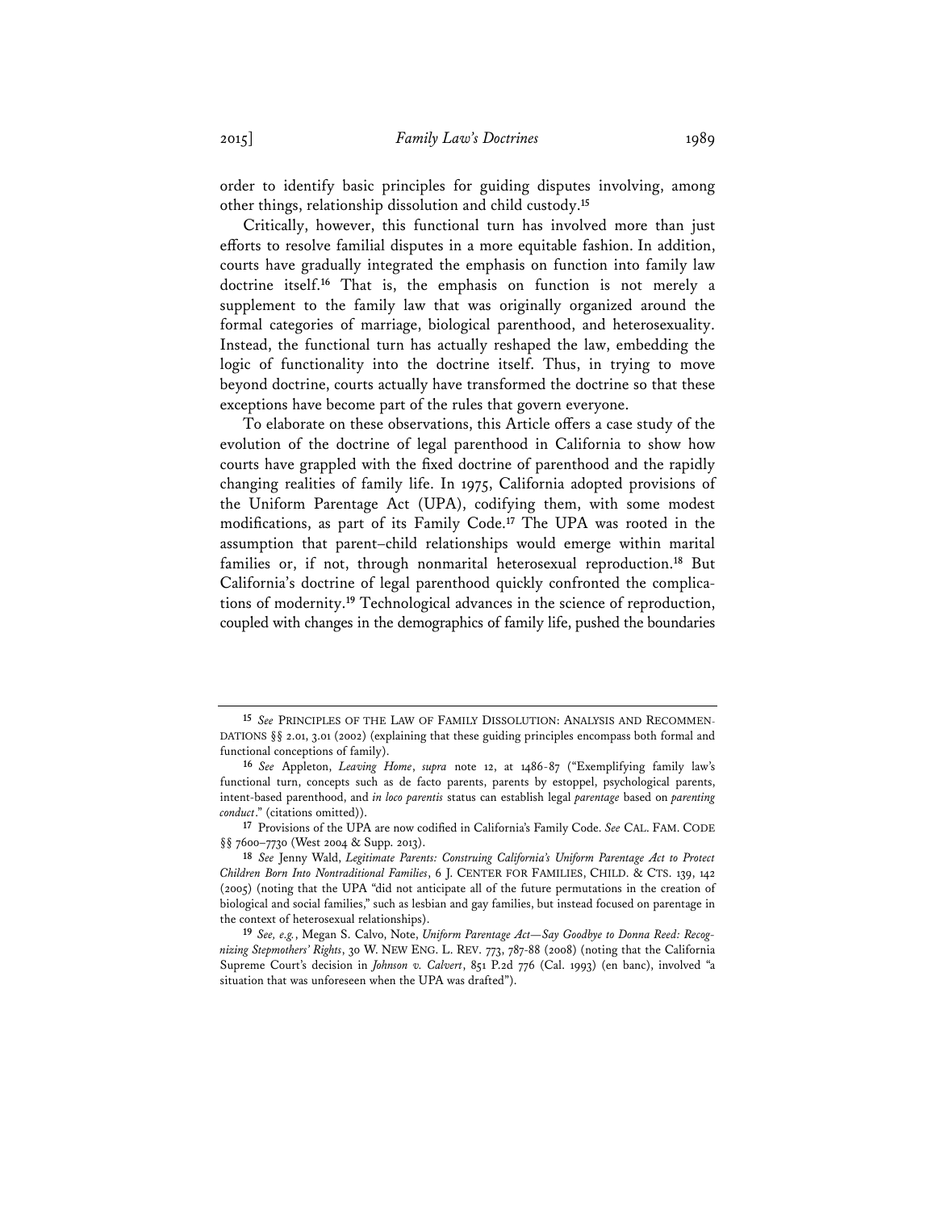order to identify basic principles for guiding disputes involving, among other things, relationship dissolution and child custody.[15]

Critically, however, this functional turn has involved more than just efforts to resolve familial disputes in a more equitable fashion. In addition, courts have gradually integrated the emphasis on function into family law doctrine itself.[16] That is, the emphasis on function is not merely a supplement to the family law that was originally organized around the formal categories of marriage, biological parenthood, and heterosexuality. Instead, the functional turn has actually reshaped the law, embedding the logic of functionality into the doctrine itself. Thus, in trying to move beyond doctrine, courts actually have transformed the doctrine so that these exceptions have become part of the rules that govern everyone.

To elaborate on these observations, this Article offers a case study of the evolution of the doctrine of legal parenthood in California to show how courts have grappled with the fixed doctrine of parenthood and the rapidly changing realities of family life. In 1975, California adopted provisions of the Uniform Parentage Act (UPA), codifying them, with some modest modifications, as part of its Family Code.[17] The UPA was rooted in the assumption that parent–child relationships would emerge within marital families or, if not, through nonmarital heterosexual reproduction.[18] But California's doctrine of legal parenthood quickly confronted the complications of modernity.[19] Technological advances in the science of reproduction, coupled with changes in the demographics of family life, pushed the boundaries

---

[15] *See* PRINCIPLES OF THE LAW OF FAMILY DISSOLUTION: ANALYSIS AND RECOMMENDATIONS §§ 2.01, 3.01 (2002) (explaining that these guiding principles encompass both formal and functional conceptions of family).

[16] *See* Appleton, *Leaving Home*, *supra* note 12, at 1486-87 ("Exemplifying family law's functional turn, concepts such as de facto parents, parents by estoppel, psychological parents, intent-based parenthood, and *in loco parentis* status can establish legal *parentage* based on *parenting conduct*." (citations omitted)).

[17] Provisions of the UPA are now codified in California's Family Code. *See* CAL. FAM. CODE §§ 7600–7730 (West 2004 & Supp. 2013).

[18] *See* Jenny Wald, *Legitimate Parents: Construing California's Uniform Parentage Act to Protect Children Born Into Nontraditional Families*, 6 J. CENTER FOR FAMILIES, CHILD. & CTS. 139, 142 (2005) (noting that the UPA "did not anticipate all of the future permutations in the creation of biological and social families," such as lesbian and gay families, but instead focused on parentage in the context of heterosexual relationships).

[19] *See, e.g.*, Megan S. Calvo, Note, *Uniform Parentage Act—Say Goodbye to Donna Reed: Recognizing Stepmothers' Rights*, 30 W. NEW ENG. L. REV. 773, 787-88 (2008) (noting that the California Supreme Court's decision in *Johnson v. Calvert*, 851 P.2d 776 (Cal. 1993) (en banc), involved "a situation that was unforeseen when the UPA was drafted").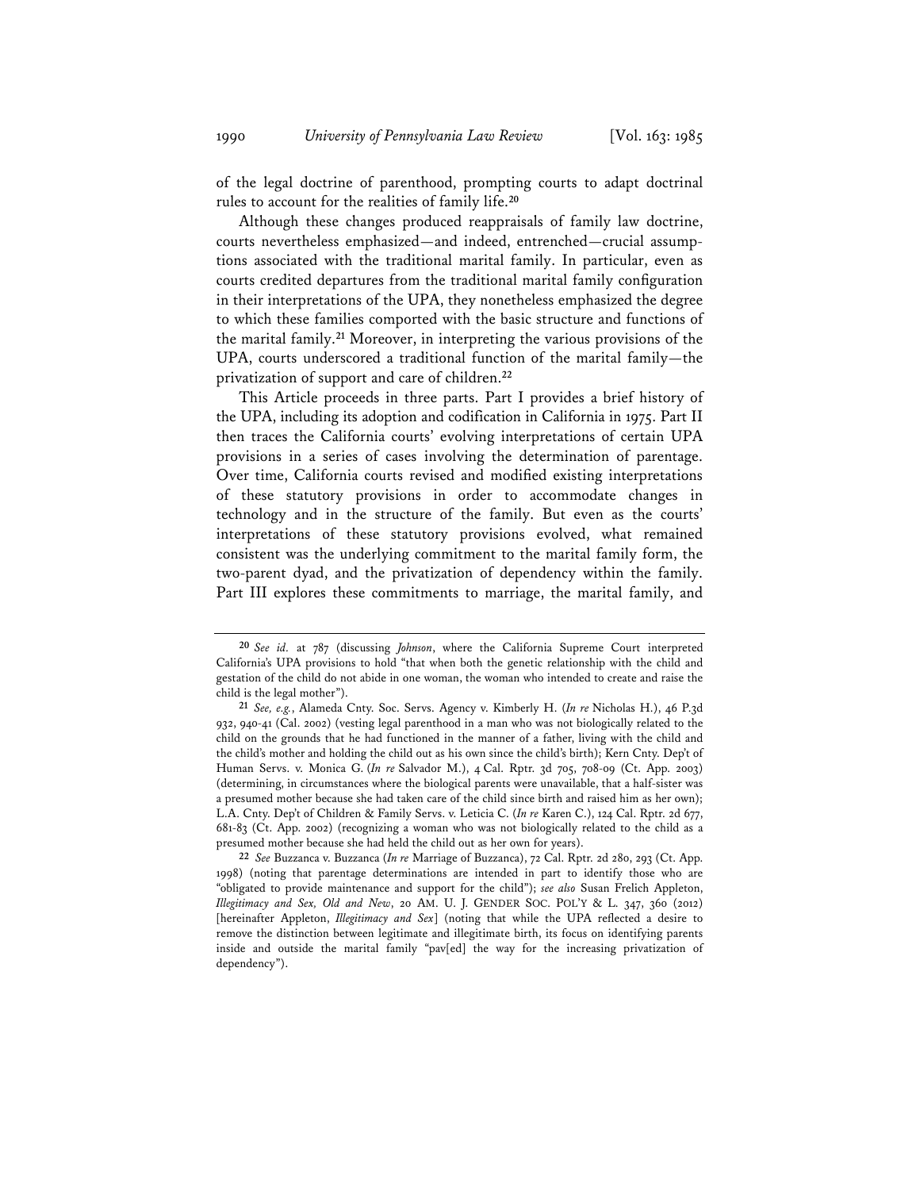of the legal doctrine of parenthood, prompting courts to adapt doctrinal rules to account for the realities of family life.[20]

Although these changes produced reappraisals of family law doctrine, courts nevertheless emphasized—and indeed, entrenched—crucial assumptions associated with the traditional marital family. In particular, even as courts credited departures from the traditional marital family configuration in their interpretations of the UPA, they nonetheless emphasized the degree to which these families comported with the basic structure and functions of the marital family.[21] Moreover, in interpreting the various provisions of the UPA, courts underscored a traditional function of the marital family—the privatization of support and care of children.[22]

This Article proceeds in three parts. Part I provides a brief history of the UPA, including its adoption and codification in California in 1975. Part II then traces the California courts' evolving interpretations of certain UPA provisions in a series of cases involving the determination of parentage. Over time, California courts revised and modified existing interpretations of these statutory provisions in order to accommodate changes in technology and in the structure of the family. But even as the courts' interpretations of these statutory provisions evolved, what remained consistent was the underlying commitment to the marital family form, the two-parent dyad, and the privatization of dependency within the family. Part III explores these commitments to marriage, the marital family, and

---

[20] *See id.* at 787 (discussing *Johnson*, where the California Supreme Court interpreted California's UPA provisions to hold "that when both the genetic relationship with the child and gestation of the child do not abide in one woman, the woman who intended to create and raise the child is the legal mother").

[21] *See, e.g.*, Alameda Cnty. Soc. Servs. Agency v. Kimberly H. (*In re* Nicholas H.), 46 P.3d 932, 940-41 (Cal. 2002) (vesting legal parenthood in a man who was not biologically related to the child on the grounds that he had functioned in the manner of a father, living with the child and the child's mother and holding the child out as his own since the child's birth); Kern Cnty. Dep't of Human Servs. v. Monica G. (*In re* Salvador M.), 4 Cal. Rptr. 3d 705, 708-09 (Ct. App. 2003) (determining, in circumstances where the biological parents were unavailable, that a half-sister was a presumed mother because she had taken care of the child since birth and raised him as her own); L.A. Cnty. Dep't of Children & Family Servs. v. Leticia C. (*In re* Karen C.), 124 Cal. Rptr. 2d 677, 681-83 (Ct. App. 2002) (recognizing a woman who was not biologically related to the child as a presumed mother because she had held the child out as her own for years).

[22] *See* Buzzanca v. Buzzanca (*In re* Marriage of Buzzanca), 72 Cal. Rptr. 2d 280, 293 (Ct. App. 1998) (noting that parentage determinations are intended in part to identify those who are "obligated to provide maintenance and support for the child"); *see also* Susan Frelich Appleton, *Illegitimacy and Sex, Old and New*, 20 AM. U. J. GENDER SOC. POL'Y & L. 347, 360 (2012) [hereinafter Appleton, *Illegitimacy and Sex*] (noting that while the UPA reflected a desire to remove the distinction between legitimate and illegitimate birth, its focus on identifying parents inside and outside the marital family "pav[ed] the way for the increasing privatization of dependency").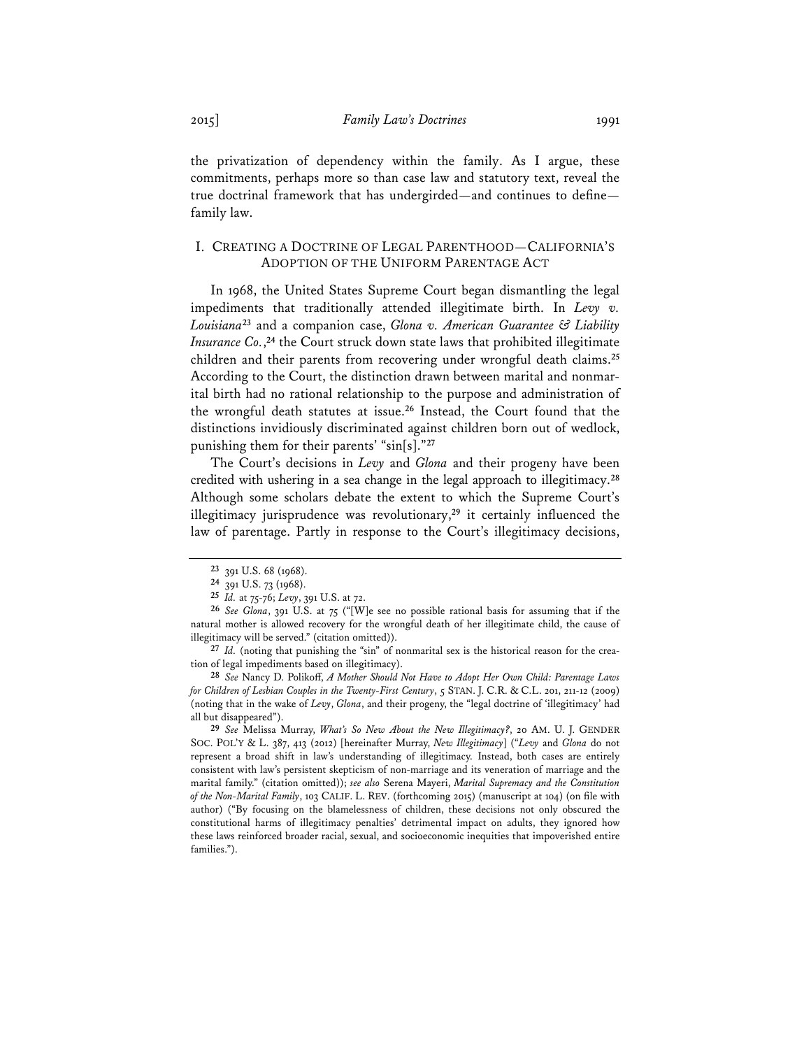the privatization of dependency within the family. As I argue, these commitments, perhaps more so than case law and statutory text, reveal the true doctrinal framework that has undergirded—and continues to define—family law.

## I. CREATING A DOCTRINE OF LEGAL PARENTHOOD—CALIFORNIA'S ADOPTION OF THE UNIFORM PARENTAGE ACT

In 1968, the United States Supreme Court began dismantling the legal impediments that traditionally attended illegitimate birth. In *Levy v. Louisiana*[23] and a companion case, *Glona v. American Guarantee & Liability Insurance Co.*,[24] the Court struck down state laws that prohibited illegitimate children and their parents from recovering under wrongful death claims.[25] According to the Court, the distinction drawn between marital and nonmarital birth had no rational relationship to the purpose and administration of the wrongful death statutes at issue.[26] Instead, the Court found that the distinctions invidiously discriminated against children born out of wedlock, punishing them for their parents' "sin[s]."[27]

The Court's decisions in *Levy* and *Glona* and their progeny have been credited with ushering in a sea change in the legal approach to illegitimacy.[28] Although some scholars debate the extent to which the Supreme Court's illegitimacy jurisprudence was revolutionary,[29] it certainly influenced the law of parentage. Partly in response to the Court's illegitimacy decisions,

---

[23] 391 U.S. 68 (1968).

[24] 391 U.S. 73 (1968).

[25] *Id.* at 75-76; *Levy*, 391 U.S. at 72.

[26] *See Glona*, 391 U.S. at 75 ("[W]e see no possible rational basis for assuming that if the natural mother is allowed recovery for the wrongful death of her illegitimate child, the cause of illegitimacy will be served." (citation omitted)).

[27] *Id.* (noting that punishing the "sin" of nonmarital sex is the historical reason for the creation of legal impediments based on illegitimacy).

[28] *See* Nancy D. Polikoff, *A Mother Should Not Have to Adopt Her Own Child: Parentage Laws for Children of Lesbian Couples in the Twenty-First Century*, 5 STAN. J. C.R. & C.L. 201, 211-12 (2009) (noting that in the wake of *Levy*, *Glona*, and their progeny, the "legal doctrine of 'illegitimacy' had all but disappeared").

[29] *See* Melissa Murray, *What's So New About the New Illegitimacy?*, 20 AM. U. J. GENDER SOC. POL'Y & L. 387, 413 (2012) [hereinafter Murray, *New Illegitimacy*] ("*Levy* and *Glona* do not represent a broad shift in law's understanding of illegitimacy. Instead, both cases are entirely consistent with law's persistent skepticism of non-marriage and its veneration of marriage and the marital family." (citation omitted)); *see also* Serena Mayeri, *Marital Supremacy and the Constitution of the Non-Marital Family*, 103 CALIF. L. REV. (forthcoming 2015) (manuscript at 104) (on file with author) ("By focusing on the blamelessness of children, these decisions not only obscured the constitutional harms of illegitimacy penalties' detrimental impact on adults, they ignored how these laws reinforced broader racial, sexual, and socioeconomic inequities that impoverished entire families.").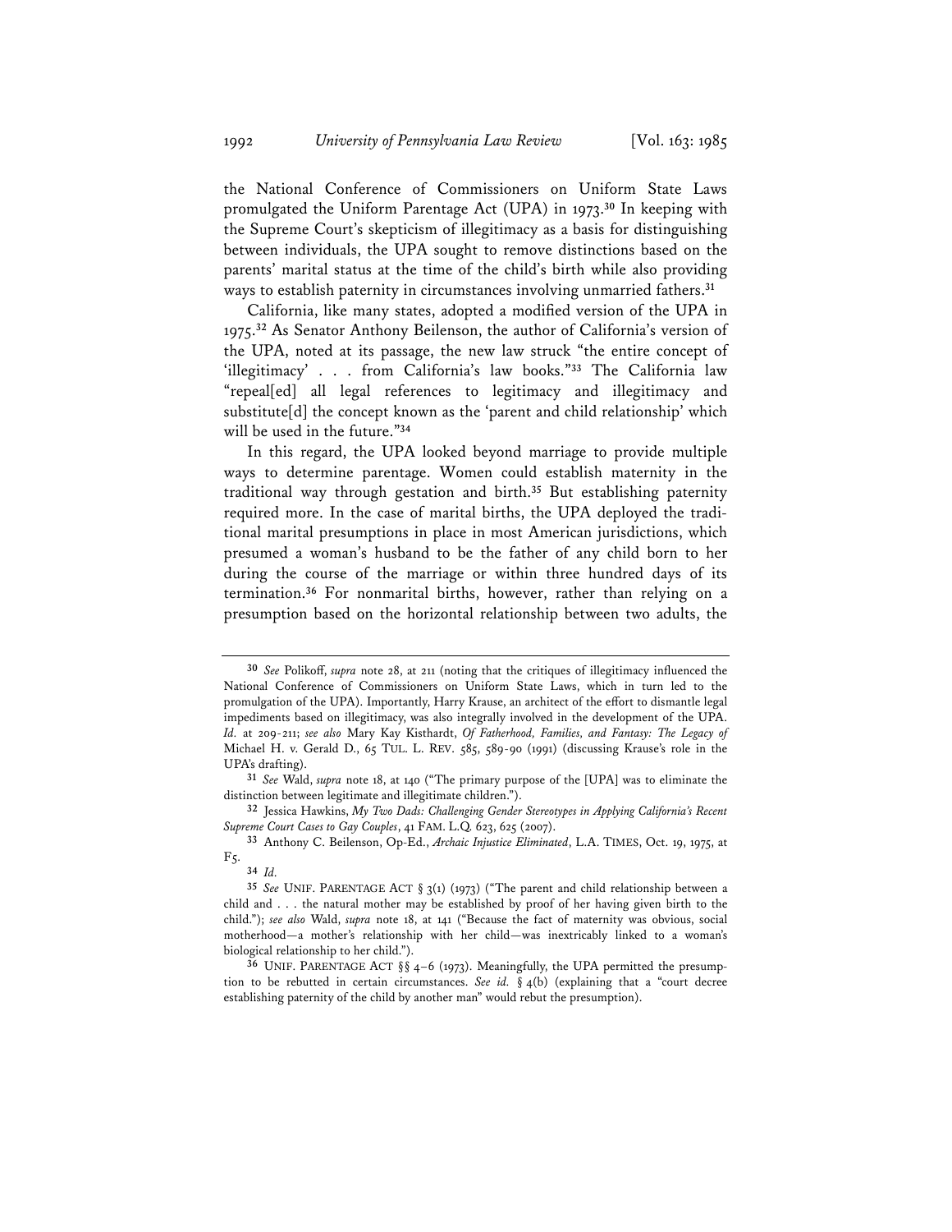the National Conference of Commissioners on Uniform State Laws promulgated the Uniform Parentage Act (UPA) in 1973.[30] In keeping with the Supreme Court's skepticism of illegitimacy as a basis for distinguishing between individuals, the UPA sought to remove distinctions based on the parents' marital status at the time of the child's birth while also providing ways to establish paternity in circumstances involving unmarried fathers.[31]

California, like many states, adopted a modified version of the UPA in 1975.[32] As Senator Anthony Beilenson, the author of California's version of the UPA, noted at its passage, the new law struck "the entire concept of 'illegitimacy' . . . from California's law books."[33] The California law "repeal[ed] all legal references to legitimacy and illegitimacy and substitute[d] the concept known as the 'parent and child relationship' which will be used in the future."[34]

In this regard, the UPA looked beyond marriage to provide multiple ways to determine parentage. Women could establish maternity in the traditional way through gestation and birth.[35] But establishing paternity required more. In the case of marital births, the UPA deployed the traditional marital presumptions in place in most American jurisdictions, which presumed a woman's husband to be the father of any child born to her during the course of the marriage or within three hundred days of its termination.[36] For nonmarital births, however, rather than relying on a presumption based on the horizontal relationship between two adults, the

---

30 *See* Polikoff, *supra* note 28, at 211 (noting that the critiques of illegitimacy influenced the National Conference of Commissioners on Uniform State Laws, which in turn led to the promulgation of the UPA). Importantly, Harry Krause, an architect of the effort to dismantle legal impediments based on illegitimacy, was also integrally involved in the development of the UPA. *Id.* at 209-211; *see also* Mary Kay Kisthardt, *Of Fatherhood, Families, and Fantasy: The Legacy of* Michael H. v. Gerald D., 65 TUL. L. REV. 585, 589-90 (1991) (discussing Krause's role in the UPA's drafting).

31 *See* Wald, *supra* note 18, at 140 ("The primary purpose of the [UPA] was to eliminate the distinction between legitimate and illegitimate children.").

32 Jessica Hawkins, *My Two Dads: Challenging Gender Stereotypes in Applying California's Recent Supreme Court Cases to Gay Couples*, 41 FAM. L.Q. 623, 625 (2007).

33 Anthony C. Beilenson, Op-Ed., *Archaic Injustice Eliminated*, L.A. TIMES, Oct. 19, 1975, at F5.

34 *Id.*

35 *See* UNIF. PARENTAGE ACT § 3(1) (1973) ("The parent and child relationship between a child and . . . the natural mother may be established by proof of her having given birth to the child."); *see also* Wald, *supra* note 18, at 141 ("Because the fact of maternity was obvious, social motherhood—a mother's relationship with her child—was inextricably linked to a woman's biological relationship to her child.").

36 UNIF. PARENTAGE ACT §§ 4–6 (1973). Meaningfully, the UPA permitted the presumption to be rebutted in certain circumstances. *See id.* § 4(b) (explaining that a "court decree establishing paternity of the child by another man" would rebut the presumption).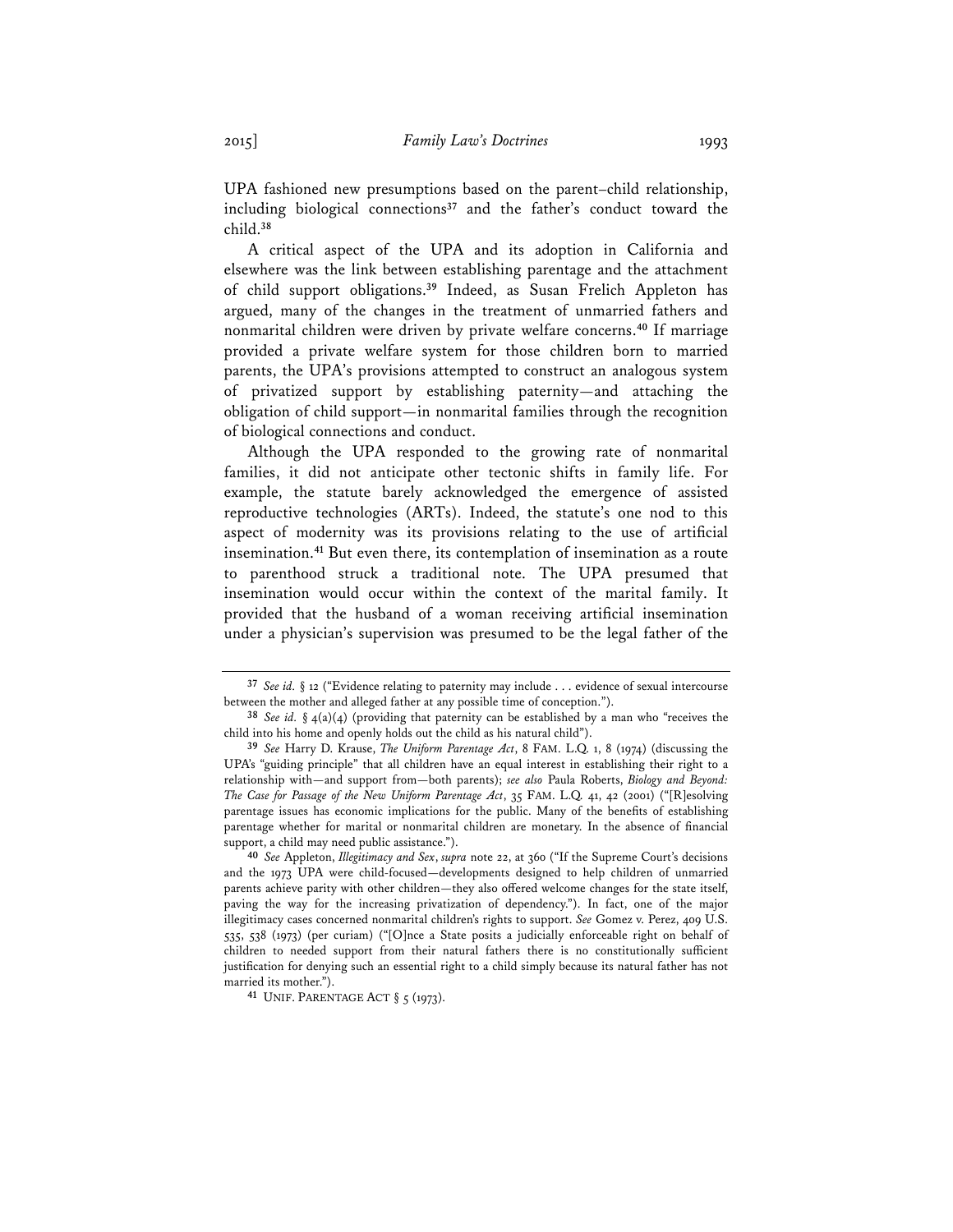UPA fashioned new presumptions based on the parent–child relationship, including biological connections[37] and the father's conduct toward the child.[38]

A critical aspect of the UPA and its adoption in California and elsewhere was the link between establishing parentage and the attachment of child support obligations.[39] Indeed, as Susan Frelich Appleton has argued, many of the changes in the treatment of unmarried fathers and nonmarital children were driven by private welfare concerns.[40] If marriage provided a private welfare system for those children born to married parents, the UPA's provisions attempted to construct an analogous system of privatized support by establishing paternity—and attaching the obligation of child support—in nonmarital families through the recognition of biological connections and conduct.

Although the UPA responded to the growing rate of nonmarital families, it did not anticipate other tectonic shifts in family life. For example, the statute barely acknowledged the emergence of assisted reproductive technologies (ARTs). Indeed, the statute's one nod to this aspect of modernity was its provisions relating to the use of artificial insemination.[41] But even there, its contemplation of insemination as a route to parenthood struck a traditional note. The UPA presumed that insemination would occur within the context of the marital family. It provided that the husband of a woman receiving artificial insemination under a physician's supervision was presumed to be the legal father of the

---

[37] *See id.* § 12 ("Evidence relating to paternity may include . . . evidence of sexual intercourse between the mother and alleged father at any possible time of conception.").

[38] *See id.* § 4(a)(4) (providing that paternity can be established by a man who "receives the child into his home and openly holds out the child as his natural child").

[39] *See* Harry D. Krause, *The Uniform Parentage Act*, 8 FAM. L.Q. 1, 8 (1974) (discussing the UPA's "guiding principle" that all children have an equal interest in establishing their right to a relationship with—and support from—both parents); *see also* Paula Roberts, *Biology and Beyond: The Case for Passage of the New Uniform Parentage Act*, 35 FAM. L.Q. 41, 42 (2001) ("[R]esolving parentage issues has economic implications for the public. Many of the benefits of establishing parentage whether for marital or nonmarital children are monetary. In the absence of financial support, a child may need public assistance.").

[40] *See* Appleton, *Illegitimacy and Sex*, *supra* note 22, at 360 ("If the Supreme Court's decisions and the 1973 UPA were child-focused—developments designed to help children of unmarried parents achieve parity with other children—they also offered welcome changes for the state itself, paving the way for the increasing privatization of dependency."). In fact, one of the major illegitimacy cases concerned nonmarital children's rights to support. *See* Gomez v. Perez, 409 U.S. 535, 538 (1973) (per curiam) ("[O]nce a State posits a judicially enforceable right on behalf of children to needed support from their natural fathers there is no constitutionally sufficient justification for denying such an essential right to a child simply because its natural father has not married its mother.").

[41] UNIF. PARENTAGE ACT § 5 (1973).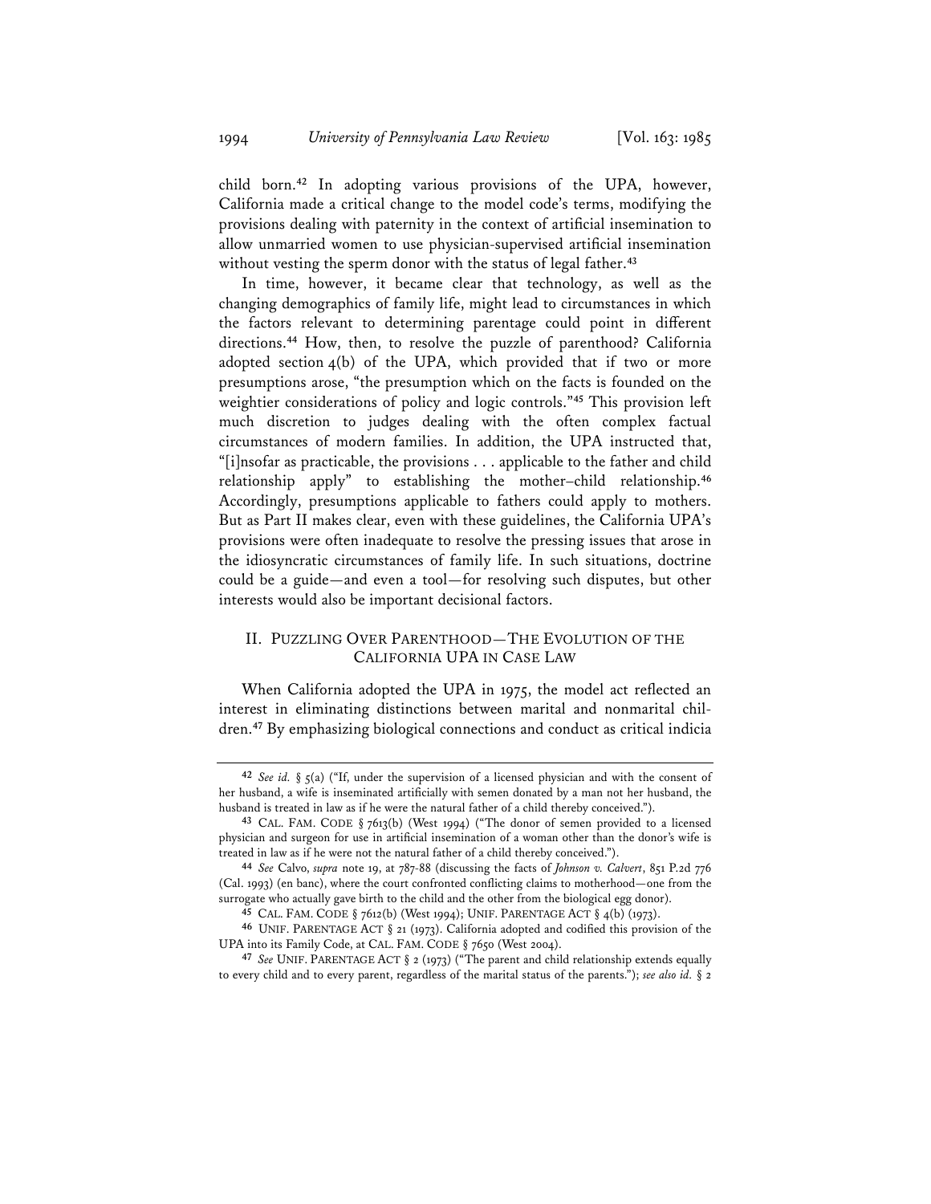child born.[42] In adopting various provisions of the UPA, however, California made a critical change to the model code's terms, modifying the provisions dealing with paternity in the context of artificial insemination to allow unmarried women to use physician-supervised artificial insemination without vesting the sperm donor with the status of legal father.[43]

In time, however, it became clear that technology, as well as the changing demographics of family life, might lead to circumstances in which the factors relevant to determining parentage could point in different directions.[44] How, then, to resolve the puzzle of parenthood? California adopted section 4(b) of the UPA, which provided that if two or more presumptions arose, "the presumption which on the facts is founded on the weightier considerations of policy and logic controls."[45] This provision left much discretion to judges dealing with the often complex factual circumstances of modern families. In addition, the UPA instructed that, "[i]nsofar as practicable, the provisions . . . applicable to the father and child relationship apply" to establishing the mother–child relationship.[46] Accordingly, presumptions applicable to fathers could apply to mothers. But as Part II makes clear, even with these guidelines, the California UPA's provisions were often inadequate to resolve the pressing issues that arose in the idiosyncratic circumstances of family life. In such situations, doctrine could be a guide—and even a tool—for resolving such disputes, but other interests would also be important decisional factors.

## II. PUZZLING OVER PARENTHOOD—THE EVOLUTION OF THE CALIFORNIA UPA IN CASE LAW

When California adopted the UPA in 1975, the model act reflected an interest in eliminating distinctions between marital and nonmarital children.[47] By emphasizing biological connections and conduct as critical indicia

---

[42] *See id.* § 5(a) ("If, under the supervision of a licensed physician and with the consent of her husband, a wife is inseminated artificially with semen donated by a man not her husband, the husband is treated in law as if he were the natural father of a child thereby conceived.").

[43] CAL. FAM. CODE § 7613(b) (West 1994) ("The donor of semen provided to a licensed physician and surgeon for use in artificial insemination of a woman other than the donor's wife is treated in law as if he were not the natural father of a child thereby conceived.").

[44] *See* Calvo, *supra* note 19, at 787-88 (discussing the facts of *Johnson v. Calvert*, 851 P.2d 776 (Cal. 1993) (en banc), where the court confronted conflicting claims to motherhood—one from the surrogate who actually gave birth to the child and the other from the biological egg donor).

[45] CAL. FAM. CODE § 7612(b) (West 1994); UNIF. PARENTAGE ACT § 4(b) (1973).

[46] UNIF. PARENTAGE ACT § 21 (1973). California adopted and codified this provision of the UPA into its Family Code, at CAL. FAM. CODE § 7650 (West 2004).

[47] *See* UNIF. PARENTAGE ACT § 2 (1973) ("The parent and child relationship extends equally to every child and to every parent, regardless of the marital status of the parents."); *see also id.* § 2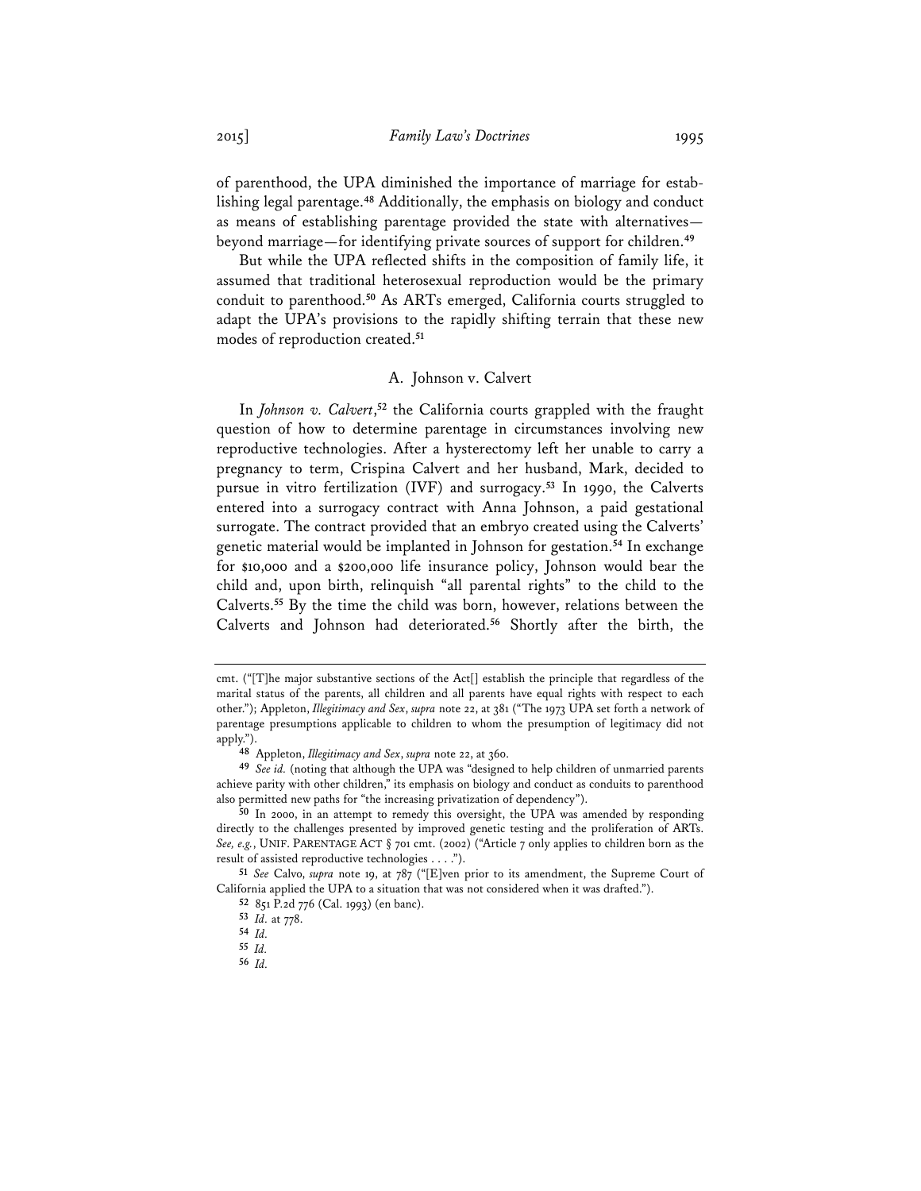of parenthood, the UPA diminished the importance of marriage for establishing legal parentage.[48] Additionally, the emphasis on biology and conduct as means of establishing parentage provided the state with alternatives—beyond marriage—for identifying private sources of support for children.[49]

But while the UPA reflected shifts in the composition of family life, it assumed that traditional heterosexual reproduction would be the primary conduit to parenthood.[50] As ARTs emerged, California courts struggled to adapt the UPA's provisions to the rapidly shifting terrain that these new modes of reproduction created.[51]

### A. Johnson v. Calvert

In *Johnson v. Calvert*,[52] the California courts grappled with the fraught question of how to determine parentage in circumstances involving new reproductive technologies. After a hysterectomy left her unable to carry a pregnancy to term, Crispina Calvert and her husband, Mark, decided to pursue in vitro fertilization (IVF) and surrogacy.[53] In 1990, the Calverts entered into a surrogacy contract with Anna Johnson, a paid gestational surrogate. The contract provided that an embryo created using the Calverts' genetic material would be implanted in Johnson for gestation.[54] In exchange for $10,000 and a $200,000 life insurance policy, Johnson would bear the child and, upon birth, relinquish "all parental rights" to the child to the Calverts.[55] By the time the child was born, however, relations between the Calverts and Johnson had deteriorated.[56] Shortly after the birth, the

---

cmt. ("[T]he major substantive sections of the Act[] establish the principle that regardless of the marital status of the parents, all children and all parents have equal rights with respect to each other."); Appleton, *Illegitimacy and Sex*, *supra* note 22, at 381 ("The 1973 UPA set forth a network of parentage presumptions applicable to children to whom the presumption of legitimacy did not apply.").

[48] Appleton, *Illegitimacy and Sex*, *supra* note 22, at 360.

[49] *See id.* (noting that although the UPA was "designed to help children of unmarried parents achieve parity with other children," its emphasis on biology and conduct as conduits to parenthood also permitted new paths for "the increasing privatization of dependency").

[50] In 2000, in an attempt to remedy this oversight, the UPA was amended by responding directly to the challenges presented by improved genetic testing and the proliferation of ARTs. *See, e.g.*, UNIF. PARENTAGE ACT § 701 cmt. (2002) ("Article 7 only applies to children born as the result of assisted reproductive technologies . . . .").

[51] *See* Calvo, *supra* note 19, at 787 ("[E]ven prior to its amendment, the Supreme Court of California applied the UPA to a situation that was not considered when it was drafted.").

[52] 851 P.2d 776 (Cal. 1993) (en banc).

[53] *Id.* at 778.

[54] *Id.*

[55] *Id.*

[56] *Id.*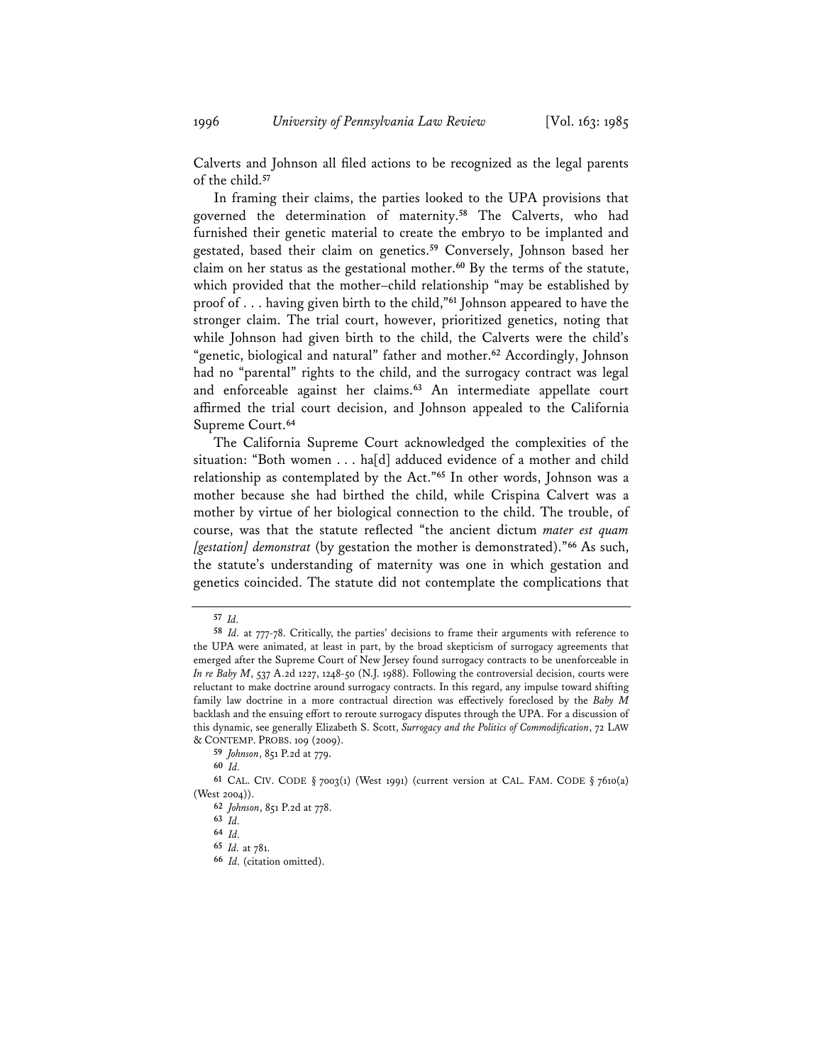Calverts and Johnson all filed actions to be recognized as the legal parents of the child.[57]

In framing their claims, the parties looked to the UPA provisions that governed the determination of maternity.[58] The Calverts, who had furnished their genetic material to create the embryo to be implanted and gestated, based their claim on genetics.[59] Conversely, Johnson based her claim on her status as the gestational mother.[60] By the terms of the statute, which provided that the mother–child relationship "may be established by proof of . . . having given birth to the child,"[61] Johnson appeared to have the stronger claim. The trial court, however, prioritized genetics, noting that while Johnson had given birth to the child, the Calverts were the child's "genetic, biological and natural" father and mother.[62] Accordingly, Johnson had no "parental" rights to the child, and the surrogacy contract was legal and enforceable against her claims.[63] An intermediate appellate court affirmed the trial court decision, and Johnson appealed to the California Supreme Court.[64]

The California Supreme Court acknowledged the complexities of the situation: "Both women . . . ha[d] adduced evidence of a mother and child relationship as contemplated by the Act."[65] In other words, Johnson was a mother because she had birthed the child, while Crispina Calvert was a mother by virtue of her biological connection to the child. The trouble, of course, was that the statute reflected "the ancient dictum *mater est quam [gestation] demonstrat* (by gestation the mother is demonstrated)."[66] As such, the statute's understanding of maternity was one in which gestation and genetics coincided. The statute did not contemplate the complications that

---

[57] *Id.*

[58] *Id.* at 777-78. Critically, the parties' decisions to frame their arguments with reference to the UPA were animated, at least in part, by the broad skepticism of surrogacy agreements that emerged after the Supreme Court of New Jersey found surrogacy contracts to be unenforceable in *In re Baby M*, 537 A.2d 1227, 1248-50 (N.J. 1988). Following the controversial decision, courts were reluctant to make doctrine around surrogacy contracts. In this regard, any impulse toward shifting family law doctrine in a more contractual direction was effectively foreclosed by the *Baby M* backlash and the ensuing effort to reroute surrogacy disputes through the UPA. For a discussion of this dynamic, see generally Elizabeth S. Scott, *Surrogacy and the Politics of Commodification*, 72 LAW & CONTEMP. PROBS. 109 (2009).

[59] *Johnson*, 851 P.2d at 779.

[60] *Id.*

[61] CAL. CIV. CODE § 7003(1) (West 1991) (current version at CAL. FAM. CODE § 7610(a) (West 2004)).

[62] *Johnson*, 851 P.2d at 778.

[63] *Id.*

[64] *Id.*

[65] *Id.* at 781.

[66] *Id.* (citation omitted).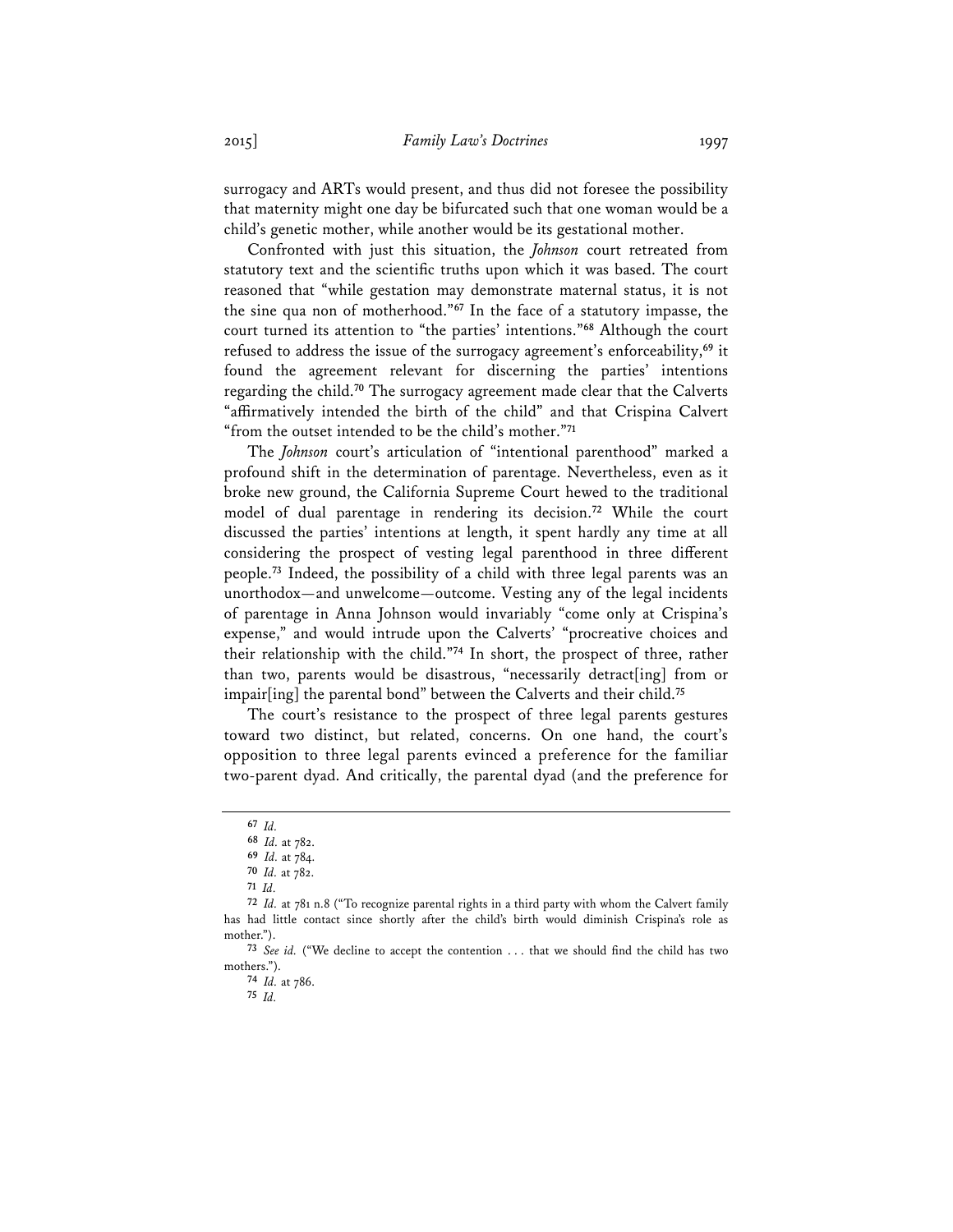surrogacy and ARTs would present, and thus did not foresee the possibility that maternity might one day be bifurcated such that one woman would be a child's genetic mother, while another would be its gestational mother.

Confronted with just this situation, the *Johnson* court retreated from statutory text and the scientific truths upon which it was based. The court reasoned that "while gestation may demonstrate maternal status, it is not the sine qua non of motherhood."[67] In the face of a statutory impasse, the court turned its attention to "the parties' intentions."[68] Although the court refused to address the issue of the surrogacy agreement's enforceability,[69] it found the agreement relevant for discerning the parties' intentions regarding the child.[70] The surrogacy agreement made clear that the Calverts "affirmatively intended the birth of the child" and that Crispina Calvert "from the outset intended to be the child's mother."[71]

The *Johnson* court's articulation of "intentional parenthood" marked a profound shift in the determination of parentage. Nevertheless, even as it broke new ground, the California Supreme Court hewed to the traditional model of dual parentage in rendering its decision.[72] While the court discussed the parties' intentions at length, it spent hardly any time at all considering the prospect of vesting legal parenthood in three different people.[73] Indeed, the possibility of a child with three legal parents was an unorthodox—and unwelcome—outcome. Vesting any of the legal incidents of parentage in Anna Johnson would invariably "come only at Crispina's expense," and would intrude upon the Calverts' "procreative choices and their relationship with the child."[74] In short, the prospect of three, rather than two, parents would be disastrous, "necessarily detract[ing] from or impair[ing] the parental bond" between the Calverts and their child.[75]

The court's resistance to the prospect of three legal parents gestures toward two distinct, but related, concerns. On one hand, the court's opposition to three legal parents evinced a preference for the familiar two-parent dyad. And critically, the parental dyad (and the preference for

---

[67] *Id.*

[68] *Id.* at 782.

[69] *Id.* at 784.

[70] *Id.* at 782.

[71] *Id.*

[72] *Id.* at 781 n.8 ("To recognize parental rights in a third party with whom the Calvert family has had little contact since shortly after the child's birth would diminish Crispina's role as mother.").

[73] *See id.* ("We decline to accept the contention . . . that we should find the child has two mothers.").

[74] *Id.* at 786.

[75] *Id.*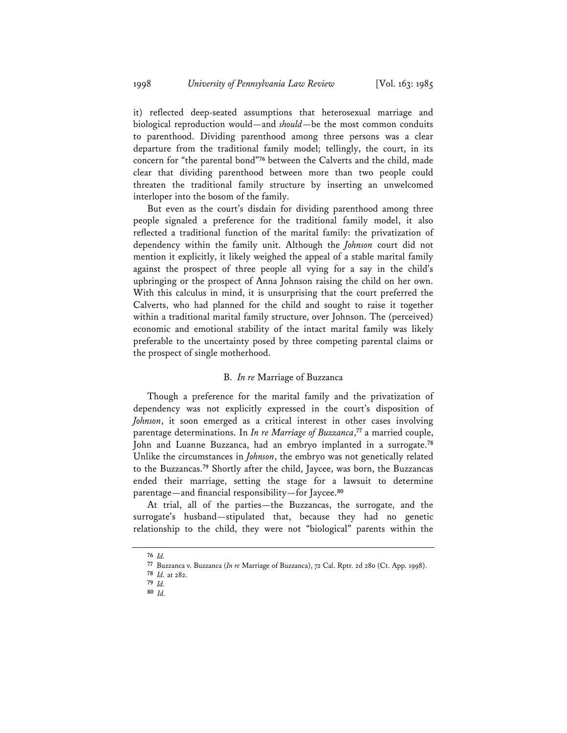it) reflected deep-seated assumptions that heterosexual marriage and biological reproduction would—and *should*—be the most common conduits to parenthood. Dividing parenthood among three persons was a clear departure from the traditional family model; tellingly, the court, in its concern for "the parental bond"[76] between the Calverts and the child, made clear that dividing parenthood between more than two people could threaten the traditional family structure by inserting an unwelcomed interloper into the bosom of the family.

But even as the court's disdain for dividing parenthood among three people signaled a preference for the traditional family model, it also reflected a traditional function of the marital family: the privatization of dependency within the family unit. Although the *Johnson* court did not mention it explicitly, it likely weighed the appeal of a stable marital family against the prospect of three people all vying for a say in the child's upbringing or the prospect of Anna Johnson raising the child on her own. With this calculus in mind, it is unsurprising that the court preferred the Calverts, who had planned for the child and sought to raise it together within a traditional marital family structure, over Johnson. The (perceived) economic and emotional stability of the intact marital family was likely preferable to the uncertainty posed by three competing parental claims or the prospect of single motherhood.

### B. *In re* Marriage of Buzzanca

Though a preference for the marital family and the privatization of dependency was not explicitly expressed in the court's disposition of *Johnson*, it soon emerged as a critical interest in other cases involving parentage determinations. In *In re Marriage of Buzzanca*,[77] a married couple, John and Luanne Buzzanca, had an embryo implanted in a surrogate.[78] Unlike the circumstances in *Johnson*, the embryo was not genetically related to the Buzzancas.[79] Shortly after the child, Jaycee, was born, the Buzzancas ended their marriage, setting the stage for a lawsuit to determine parentage—and financial responsibility—for Jaycee.[80]

At trial, all of the parties—the Buzzancas, the surrogate, and the surrogate's husband—stipulated that, because they had no genetic relationship to the child, they were not "biological" parents within the

---

[76] *Id.*

[77] Buzzanca v. Buzzanca (*In re* Marriage of Buzzanca), 72 Cal. Rptr. 2d 280 (Ct. App. 1998).

[78] *Id.* at 282.

[79] *Id.*

[80] *Id.*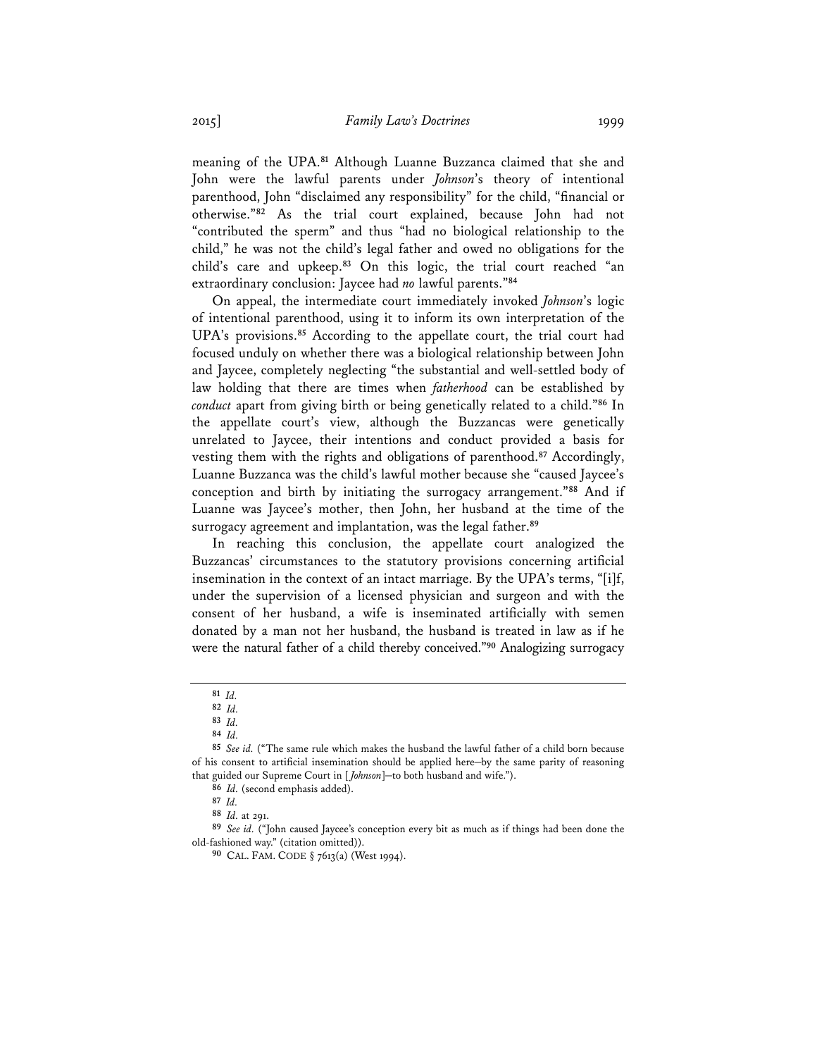meaning of the UPA.[81] Although Luanne Buzzanca claimed that she and John were the lawful parents under *Johnson*'s theory of intentional parenthood, John "disclaimed any responsibility" for the child, "financial or otherwise."[82] As the trial court explained, because John had not "contributed the sperm" and thus "had no biological relationship to the child," he was not the child's legal father and owed no obligations for the child's care and upkeep.[83] On this logic, the trial court reached "an extraordinary conclusion: Jaycee had *no* lawful parents."[84]

On appeal, the intermediate court immediately invoked *Johnson*'s logic of intentional parenthood, using it to inform its own interpretation of the UPA's provisions.[85] According to the appellate court, the trial court had focused unduly on whether there was a biological relationship between John and Jaycee, completely neglecting "the substantial and well-settled body of law holding that there are times when *fatherhood* can be established by *conduct* apart from giving birth or being genetically related to a child."[86] In the appellate court's view, although the Buzzancas were genetically unrelated to Jaycee, their intentions and conduct provided a basis for vesting them with the rights and obligations of parenthood.[87] Accordingly, Luanne Buzzanca was the child's lawful mother because she "caused Jaycee's conception and birth by initiating the surrogacy arrangement."[88] And if Luanne was Jaycee's mother, then John, her husband at the time of the surrogacy agreement and implantation, was the legal father.[89]

In reaching this conclusion, the appellate court analogized the Buzzancas' circumstances to the statutory provisions concerning artificial insemination in the context of an intact marriage. By the UPA's terms, "[i]f, under the supervision of a licensed physician and surgeon and with the consent of her husband, a wife is inseminated artificially with semen donated by a man not her husband, the husband is treated in law as if he were the natural father of a child thereby conceived."[90] Analogizing surrogacy

---

[81] *Id.*

[82] *Id.*

[83] *Id.*

[84] *Id.*

[85] *See id.* ("The same rule which makes the husband the lawful father of a child born because of his consent to artificial insemination should be applied here—by the same parity of reasoning that guided our Supreme Court in [*Johnson*]—to both husband and wife.").

[86] *Id.* (second emphasis added).

[87] *Id.*

[88] *Id.* at 291.

[89] *See id.* ("John caused Jaycee's conception every bit as much as if things had been done the old-fashioned way." (citation omitted)).

[90] CAL. FAM. CODE § 7613(a) (West 1994).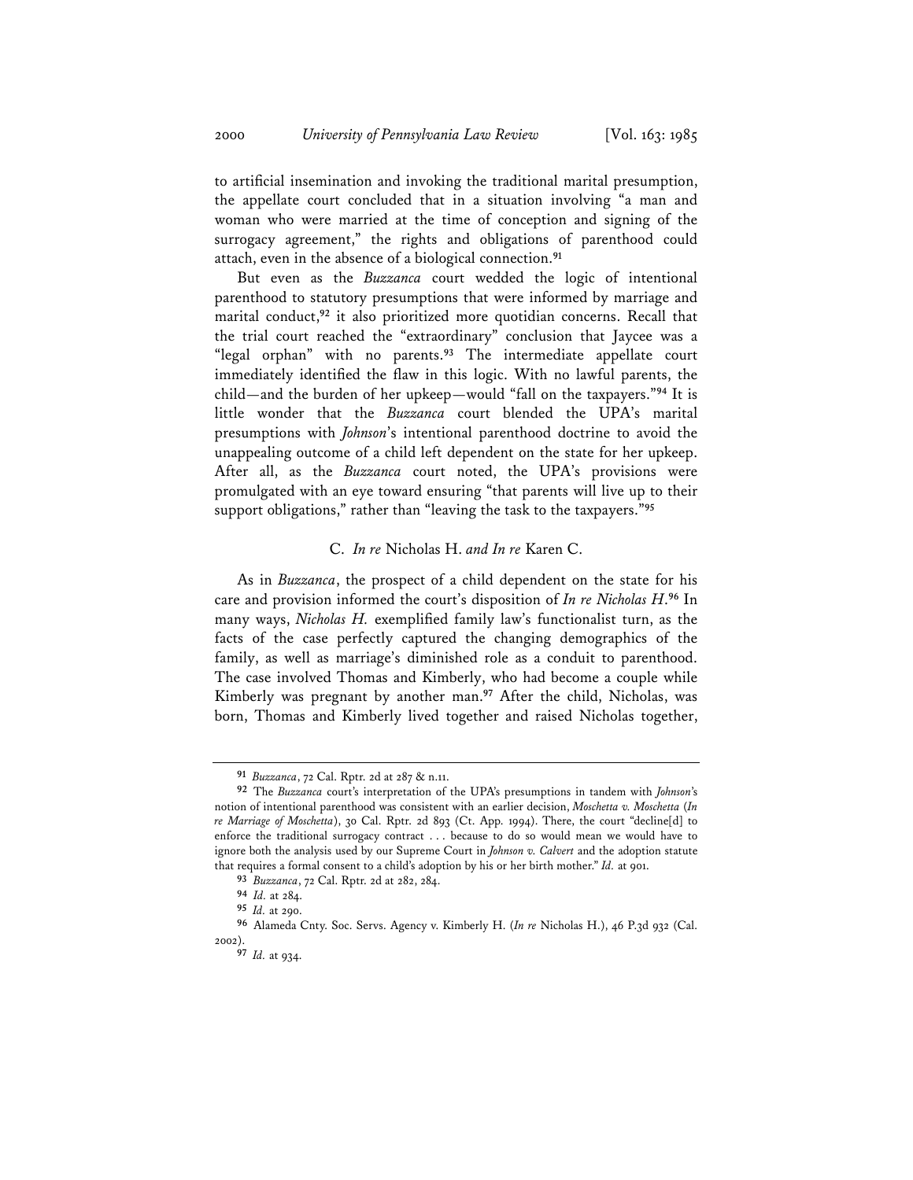to artificial insemination and invoking the traditional marital presumption, the appellate court concluded that in a situation involving "a man and woman who were married at the time of conception and signing of the surrogacy agreement," the rights and obligations of parenthood could attach, even in the absence of a biological connection.[91]

But even as the *Buzzanca* court wedded the logic of intentional parenthood to statutory presumptions that were informed by marriage and marital conduct,[92] it also prioritized more quotidian concerns. Recall that the trial court reached the "extraordinary" conclusion that Jaycee was a "legal orphan" with no parents.[93] The intermediate appellate court immediately identified the flaw in this logic. With no lawful parents, the child—and the burden of her upkeep—would "fall on the taxpayers."[94] It is little wonder that the *Buzzanca* court blended the UPA's marital presumptions with *Johnson*'s intentional parenthood doctrine to avoid the unappealing outcome of a child left dependent on the state for her upkeep. After all, as the *Buzzanca* court noted, the UPA's provisions were promulgated with an eye toward ensuring "that parents will live up to their support obligations," rather than "leaving the task to the taxpayers."[95]

### C. *In re* Nicholas H. *and In re* Karen C.

As in *Buzzanca*, the prospect of a child dependent on the state for his care and provision informed the court's disposition of *In re Nicholas H.*[96] In many ways, *Nicholas H.* exemplified family law's functionalist turn, as the facts of the case perfectly captured the changing demographics of the family, as well as marriage's diminished role as a conduit to parenthood. The case involved Thomas and Kimberly, who had become a couple while Kimberly was pregnant by another man.[97] After the child, Nicholas, was born, Thomas and Kimberly lived together and raised Nicholas together,

---

[91] *Buzzanca*, 72 Cal. Rptr. 2d at 287 & n.11.

[92] The *Buzzanca* court's interpretation of the UPA's presumptions in tandem with *Johnson*'s notion of intentional parenthood was consistent with an earlier decision, *Moschetta v. Moschetta* (*In re Marriage of Moschetta*), 30 Cal. Rptr. 2d 893 (Ct. App. 1994). There, the court "decline[d] to enforce the traditional surrogacy contract . . . because to do so would mean we would have to ignore both the analysis used by our Supreme Court in *Johnson v. Calvert* and the adoption statute that requires a formal consent to a child's adoption by his or her birth mother." *Id.* at 901.

[93] *Buzzanca*, 72 Cal. Rptr. 2d at 282, 284.

[94] *Id.* at 284.

[95] *Id.* at 290.

[96] Alameda Cnty. Soc. Servs. Agency v. Kimberly H. (*In re* Nicholas H.), 46 P.3d 932 (Cal. 2002).

[97] *Id.* at 934.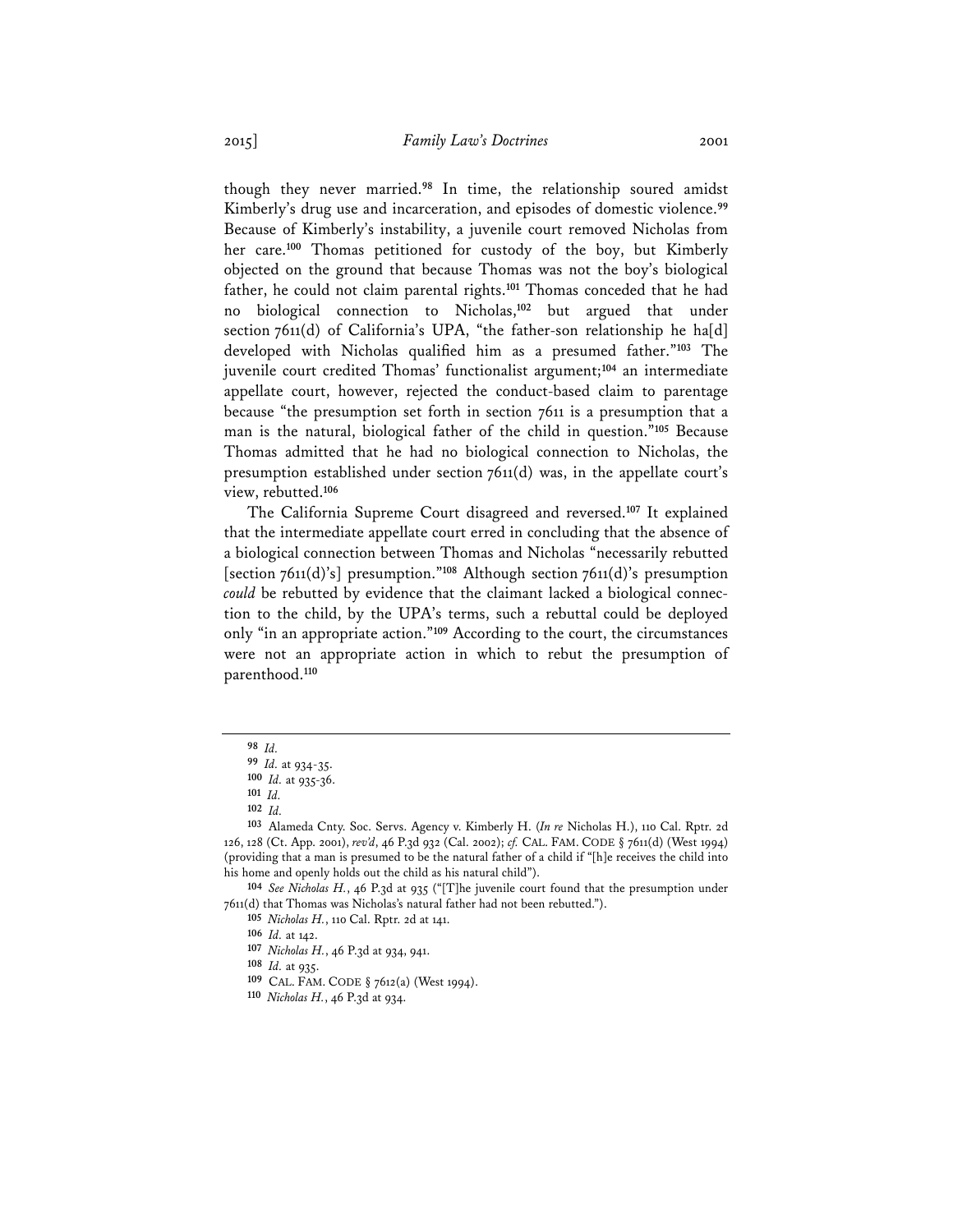though they never married.[98] In time, the relationship soured amidst Kimberly's drug use and incarceration, and episodes of domestic violence.[99] Because of Kimberly's instability, a juvenile court removed Nicholas from her care.[100] Thomas petitioned for custody of the boy, but Kimberly objected on the ground that because Thomas was not the boy's biological father, he could not claim parental rights.[101] Thomas conceded that he had no biological connection to Nicholas,[102] but argued that under section 7611(d) of California's UPA, "the father-son relationship he ha[d] developed with Nicholas qualified him as a presumed father."[103] The juvenile court credited Thomas' functionalist argument;[104] an intermediate appellate court, however, rejected the conduct-based claim to parentage because "the presumption set forth in section 7611 is a presumption that a man is the natural, biological father of the child in question."[105] Because Thomas admitted that he had no biological connection to Nicholas, the presumption established under section 7611(d) was, in the appellate court's view, rebutted.[106]

The California Supreme Court disagreed and reversed.[107] It explained that the intermediate appellate court erred in concluding that the absence of a biological connection between Thomas and Nicholas "necessarily rebutted [section 7611(d)'s] presumption."[108] Although section 7611(d)'s presumption *could* be rebutted by evidence that the claimant lacked a biological connection to the child, by the UPA's terms, such a rebuttal could be deployed only "in an appropriate action."[109] According to the court, the circumstances were not an appropriate action in which to rebut the presumption of parenthood.[110]

---

98 *Id.*

99 *Id.* at 934-35.

100 *Id.* at 935-36.

101 *Id.*

102 *Id.*

103 Alameda Cnty. Soc. Servs. Agency v. Kimberly H. (*In re* Nicholas H.), 110 Cal. Rptr. 2d 126, 128 (Ct. App. 2001), *rev'd*, 46 P.3d 932 (Cal. 2002); *cf.* CAL. FAM. CODE § 7611(d) (West 1994) (providing that a man is presumed to be the natural father of a child if "[h]e receives the child into his home and openly holds out the child as his natural child").

104 *See Nicholas H.*, 46 P.3d at 935 ("[T]he juvenile court found that the presumption under 7611(d) that Thomas was Nicholas's natural father had not been rebutted.").

105 *Nicholas H.*, 110 Cal. Rptr. 2d at 141.

106 *Id.* at 142.

107 *Nicholas H.*, 46 P.3d at 934, 941.

108 *Id.* at 935.

109 CAL. FAM. CODE § 7612(a) (West 1994).

110 *Nicholas H.*, 46 P.3d at 934.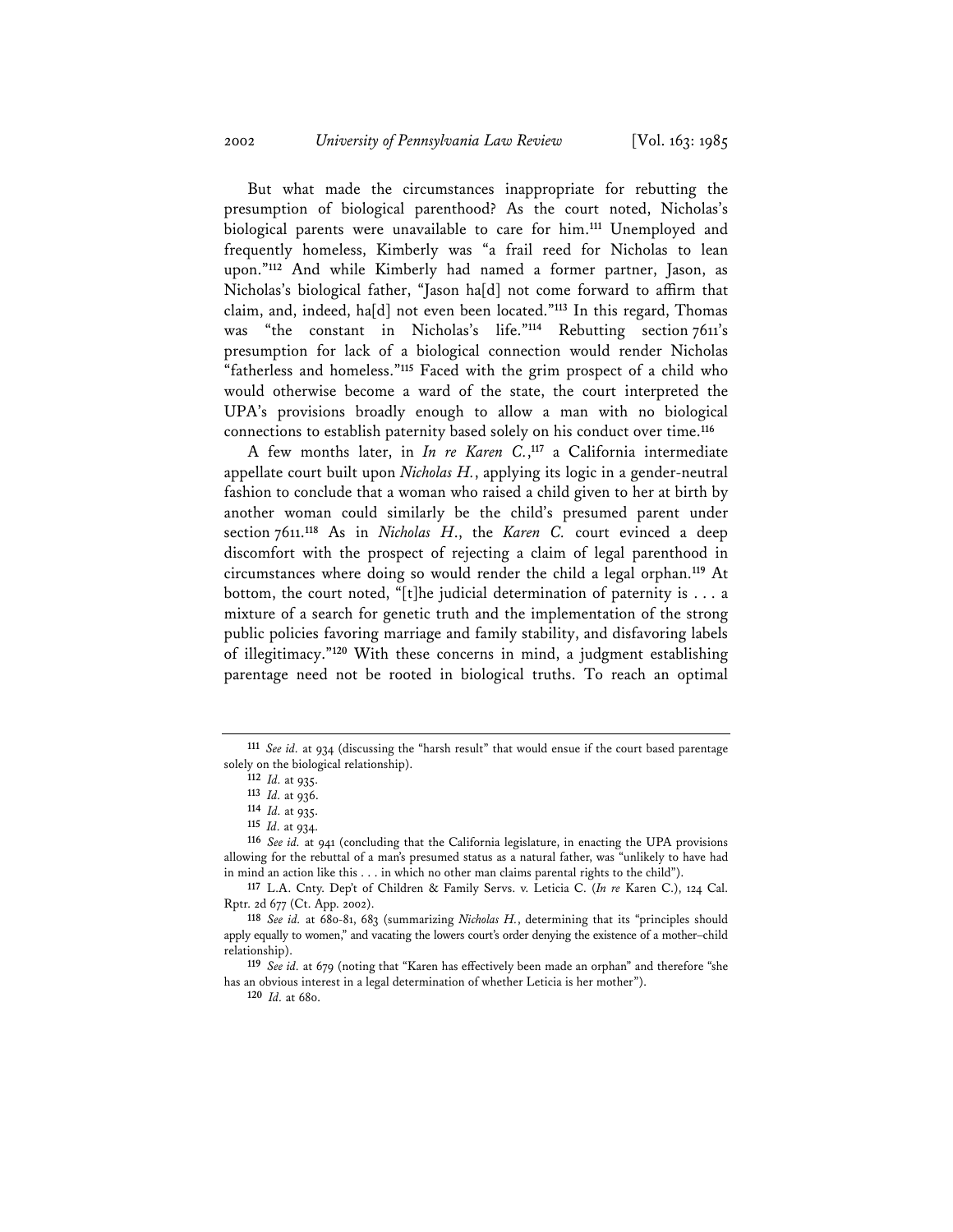But what made the circumstances inappropriate for rebutting the presumption of biological parenthood? As the court noted, Nicholas's biological parents were unavailable to care for him.[111] Unemployed and frequently homeless, Kimberly was "a frail reed for Nicholas to lean upon."[112] And while Kimberly had named a former partner, Jason, as Nicholas's biological father, "Jason ha[d] not come forward to affirm that claim, and, indeed, ha[d] not even been located."[113] In this regard, Thomas was "the constant in Nicholas's life."[114] Rebutting section 7611's presumption for lack of a biological connection would render Nicholas "fatherless and homeless."[115] Faced with the grim prospect of a child who would otherwise become a ward of the state, the court interpreted the UPA's provisions broadly enough to allow a man with no biological connections to establish paternity based solely on his conduct over time.[116]

A few months later, in *In re Karen C.*,[117] a California intermediate appellate court built upon *Nicholas H.*, applying its logic in a gender-neutral fashion to conclude that a woman who raised a child given to her at birth by another woman could similarly be the child's presumed parent under section 7611.[118] As in *Nicholas H.*, the *Karen C.* court evinced a deep discomfort with the prospect of rejecting a claim of legal parenthood in circumstances where doing so would render the child a legal orphan.[119] At bottom, the court noted, "[t]he judicial determination of paternity is . . . a mixture of a search for genetic truth and the implementation of the strong public policies favoring marriage and family stability, and disfavoring labels of illegitimacy."[120] With these concerns in mind, a judgment establishing parentage need not be rooted in biological truths. To reach an optimal

---

[111] *See id.* at 934 (discussing the "harsh result" that would ensue if the court based parentage solely on the biological relationship).

[112] *Id.* at 935.

[113] *Id.* at 936.

[114] *Id.* at 935.

[115] *Id.* at 934.

[116] *See id.* at 941 (concluding that the California legislature, in enacting the UPA provisions allowing for the rebuttal of a man's presumed status as a natural father, was "unlikely to have had in mind an action like this . . . in which no other man claims parental rights to the child").

[117] L.A. Cnty. Dep't of Children & Family Servs. v. Leticia C. (*In re* Karen C.), 124 Cal. Rptr. 2d 677 (Ct. App. 2002).

[118] *See id.* at 680-81, 683 (summarizing *Nicholas H.*, determining that its "principles should apply equally to women," and vacating the lowers court's order denying the existence of a mother–child relationship).

[119] *See id.* at 679 (noting that "Karen has effectively been made an orphan" and therefore "she has an obvious interest in a legal determination of whether Leticia is her mother").

[120] *Id.* at 680.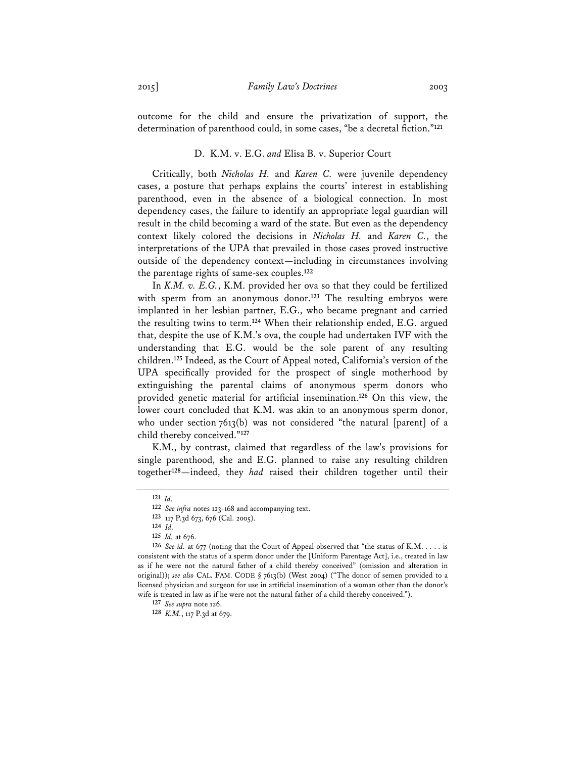outcome for the child and ensure the privatization of support, the determination of parenthood could, in some cases, "be a decretal fiction."[121]

### D. K.M. v. E.G. *and* Elisa B. v. Superior Court

Critically, both *Nicholas H.* and *Karen C.* were juvenile dependency cases, a posture that perhaps explains the courts' interest in establishing parenthood, even in the absence of a biological connection. In most dependency cases, the failure to identify an appropriate legal guardian will result in the child becoming a ward of the state. But even as the dependency context likely colored the decisions in *Nicholas H.* and *Karen C.*, the interpretations of the UPA that prevailed in those cases proved instructive outside of the dependency context—including in circumstances involving the parentage rights of same-sex couples.[122]

In *K.M. v. E.G.*, K.M. provided her ova so that they could be fertilized with sperm from an anonymous donor.[123] The resulting embryos were implanted in her lesbian partner, E.G., who became pregnant and carried the resulting twins to term.[124] When their relationship ended, E.G. argued that, despite the use of K.M.'s ova, the couple had undertaken IVF with the understanding that E.G. would be the sole parent of any resulting children.[125] Indeed, as the Court of Appeal noted, California's version of the UPA specifically provided for the prospect of single motherhood by extinguishing the parental claims of anonymous sperm donors who provided genetic material for artificial insemination.[126] On this view, the lower court concluded that K.M. was akin to an anonymous sperm donor, who under section 7613(b) was not considered "the natural [parent] of a child thereby conceived."[127]

K.M., by contrast, claimed that regardless of the law's provisions for single parenthood, she and E.G. planned to raise any resulting children together[128]—indeed, they *had* raised their children together until their

---

121 *Id.*

122 *See infra* notes 123-168 and accompanying text.

123 117 P.3d 673, 676 (Cal. 2005).

124 *Id.*

125 *Id.* at 676.

126 *See id.* at 677 (noting that the Court of Appeal observed that "the status of K.M. . . . . is consistent with the status of a sperm donor under the [Uniform Parentage Act], i.e., treated in law as if he were not the natural father of a child thereby conceived" (omission and alteration in original)); *see also* CAL. FAM. CODE § 7613(b) (West 2004) ("The donor of semen provided to a licensed physician and surgeon for use in artificial insemination of a woman other than the donor's wife is treated in law as if he were not the natural father of a child thereby conceived.").

127 *See supra* note 126.

128 *K.M.*, 117 P.3d at 679.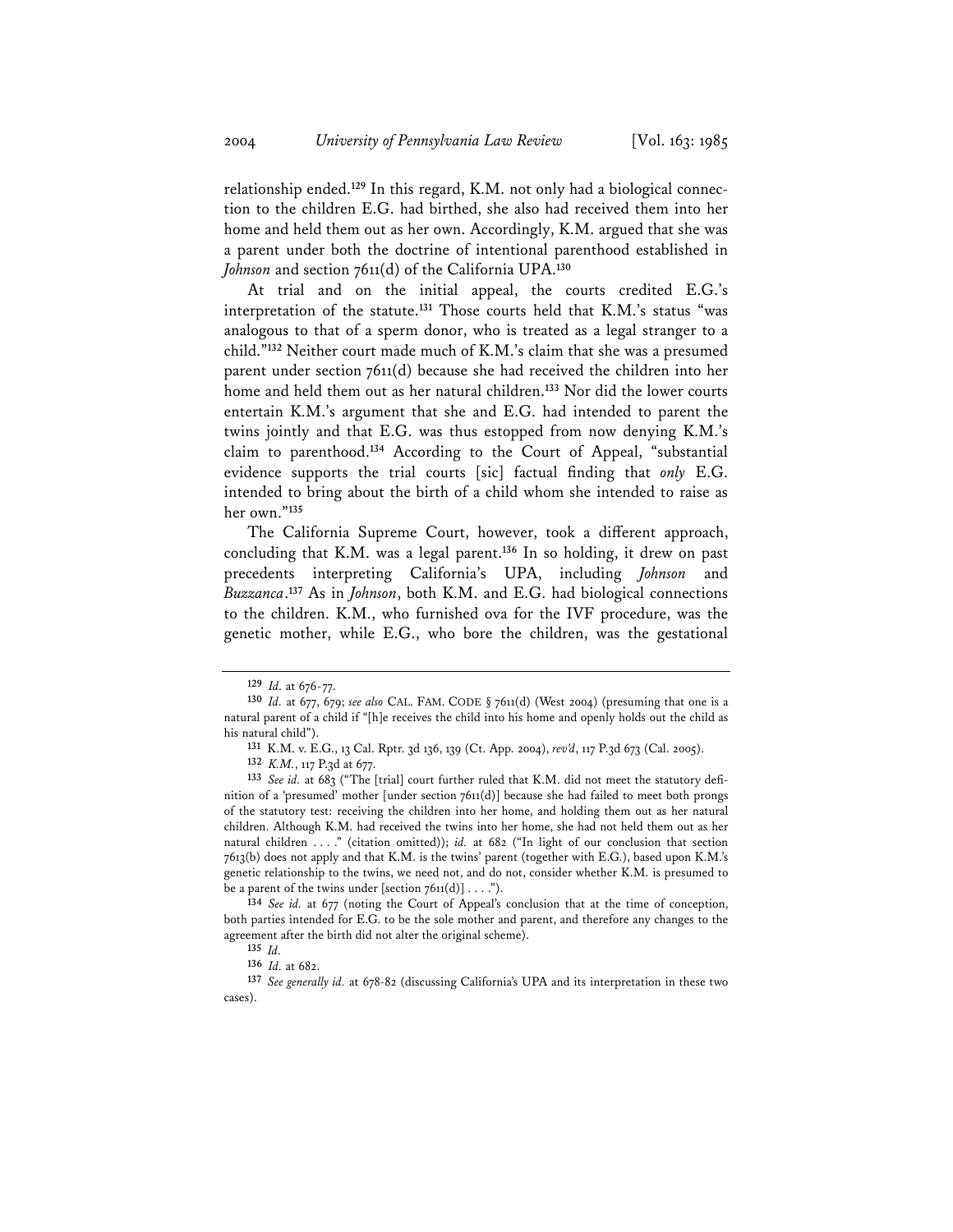relationship ended.[129] In this regard, K.M. not only had a biological connection to the children E.G. had birthed, she also had received them into her home and held them out as her own. Accordingly, K.M. argued that she was a parent under both the doctrine of intentional parenthood established in *Johnson* and section 7611(d) of the California UPA.[130]

At trial and on the initial appeal, the courts credited E.G.'s interpretation of the statute.[131] Those courts held that K.M.'s status "was analogous to that of a sperm donor, who is treated as a legal stranger to a child."[132] Neither court made much of K.M.'s claim that she was a presumed parent under section 7611(d) because she had received the children into her home and held them out as her natural children.[133] Nor did the lower courts entertain K.M.'s argument that she and E.G. had intended to parent the twins jointly and that E.G. was thus estopped from now denying K.M.'s claim to parenthood.[134] According to the Court of Appeal, "substantial evidence supports the trial courts [sic] factual finding that *only* E.G. intended to bring about the birth of a child whom she intended to raise as her own."[135]

The California Supreme Court, however, took a different approach, concluding that K.M. was a legal parent.[136] In so holding, it drew on past precedents interpreting California's UPA, including *Johnson* and *Buzzanca*.[137] As in *Johnson*, both K.M. and E.G. had biological connections to the children. K.M., who furnished ova for the IVF procedure, was the genetic mother, while E.G., who bore the children, was the gestational

---

129 *Id.* at 676-77.

130 *Id.* at 677, 679; *see also* CAL. FAM. CODE § 7611(d) (West 2004) (presuming that one is a natural parent of a child if "[h]e receives the child into his home and openly holds out the child as his natural child").

131 K.M. v. E.G., 13 Cal. Rptr. 3d 136, 139 (Ct. App. 2004), *rev'd*, 117 P.3d 673 (Cal. 2005).

132 *K.M.*, 117 P.3d at 677.

133 *See id.* at 683 ("The [trial] court further ruled that K.M. did not meet the statutory definition of a 'presumed' mother [under section 7611(d)] because she had failed to meet both prongs of the statutory test: receiving the children into her home, and holding them out as her natural children. Although K.M. had received the twins into her home, she had not held them out as her natural children . . . ." (citation omitted)); *id.* at 682 ("In light of our conclusion that section 7613(b) does not apply and that K.M. is the twins' parent (together with E.G.), based upon K.M.'s genetic relationship to the twins, we need not, and do not, consider whether K.M. is presumed to be a parent of the twins under [section 7611(d)] . . . .").

134 *See id.* at 677 (noting the Court of Appeal's conclusion that at the time of conception, both parties intended for E.G. to be the sole mother and parent, and therefore any changes to the agreement after the birth did not alter the original scheme).

135 *Id.*

136 *Id.* at 682.

137 *See generally id.* at 678-82 (discussing California's UPA and its interpretation in these two cases).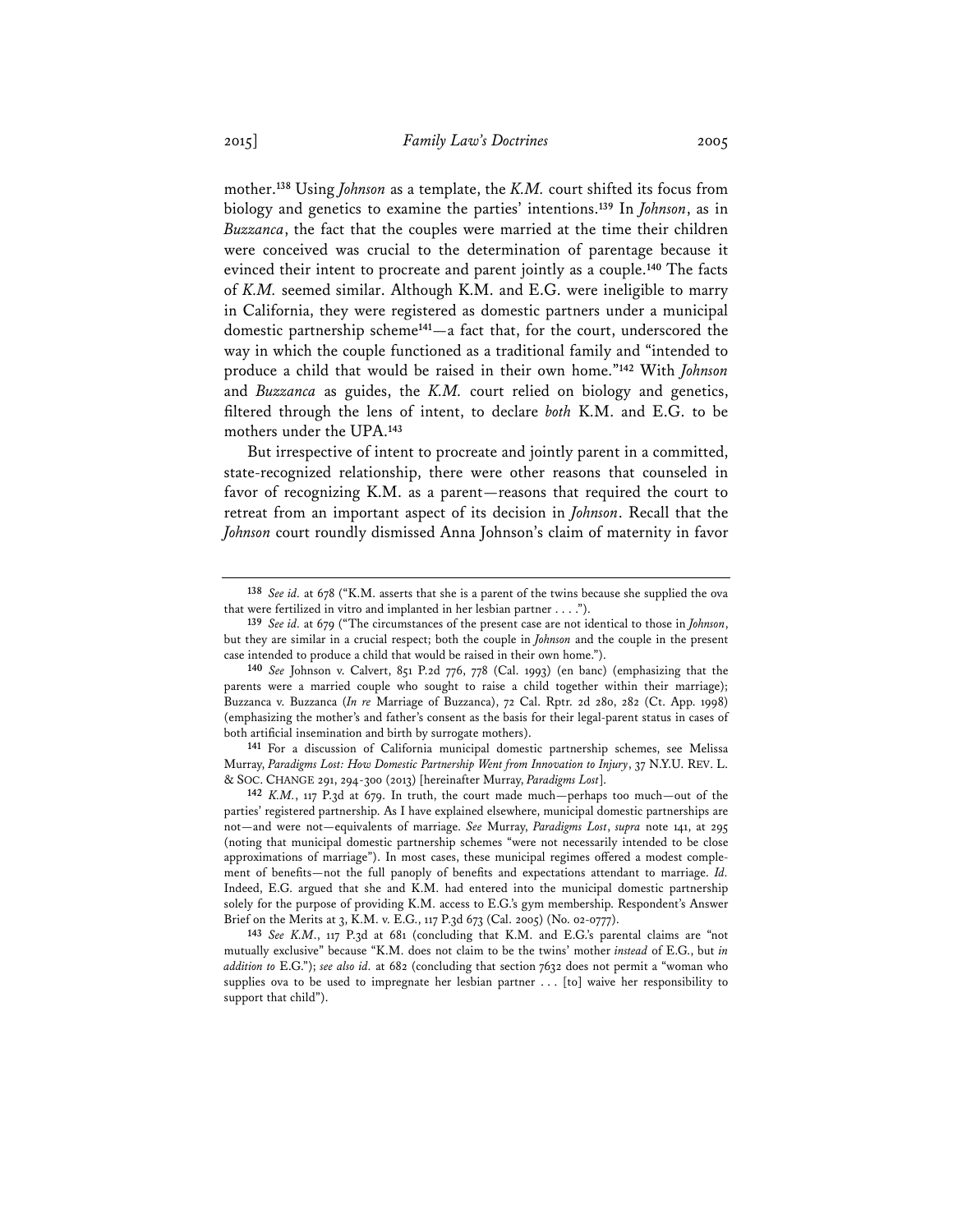mother.[138] Using *Johnson* as a template, the *K.M.* court shifted its focus from biology and genetics to examine the parties' intentions.[139] In *Johnson*, as in *Buzzanca*, the fact that the couples were married at the time their children were conceived was crucial to the determination of parentage because it evinced their intent to procreate and parent jointly as a couple.[140] The facts of *K.M.* seemed similar. Although K.M. and E.G. were ineligible to marry in California, they were registered as domestic partners under a municipal domestic partnership scheme[141]—a fact that, for the court, underscored the way in which the couple functioned as a traditional family and "intended to produce a child that would be raised in their own home."[142] With *Johnson* and *Buzzanca* as guides, the *K.M.* court relied on biology and genetics, filtered through the lens of intent, to declare *both* K.M. and E.G. to be mothers under the UPA.[143]

But irrespective of intent to procreate and jointly parent in a committed, state-recognized relationship, there were other reasons that counseled in favor of recognizing K.M. as a parent—reasons that required the court to retreat from an important aspect of its decision in *Johnson*. Recall that the *Johnson* court roundly dismissed Anna Johnson's claim of maternity in favor

---

[138] *See id.* at 678 ("K.M. asserts that she is a parent of the twins because she supplied the ova that were fertilized in vitro and implanted in her lesbian partner . . . .").

[139] *See id.* at 679 ("The circumstances of the present case are not identical to those in *Johnson*, but they are similar in a crucial respect; both the couple in *Johnson* and the couple in the present case intended to produce a child that would be raised in their own home.").

[140] *See* Johnson v. Calvert, 851 P.2d 776, 778 (Cal. 1993) (en banc) (emphasizing that the parents were a married couple who sought to raise a child together within their marriage); Buzzanca v. Buzzanca (*In re* Marriage of Buzzanca), 72 Cal. Rptr. 2d 280, 282 (Ct. App. 1998) (emphasizing the mother's and father's consent as the basis for their legal-parent status in cases of both artificial insemination and birth by surrogate mothers).

[141] For a discussion of California municipal domestic partnership schemes, see Melissa Murray, *Paradigms Lost: How Domestic Partnership Went from Innovation to Injury*, 37 N.Y.U. REV. L. & SOC. CHANGE 291, 294-300 (2013) [hereinafter Murray, *Paradigms Lost*].

[142] *K.M.*, 117 P.3d at 679. In truth, the court made much—perhaps too much—out of the parties' registered partnership. As I have explained elsewhere, municipal domestic partnerships are not—and were not—equivalents of marriage. *See* Murray, *Paradigms Lost*, *supra* note 141, at 295 (noting that municipal domestic partnership schemes "were not necessarily intended to be close approximations of marriage"). In most cases, these municipal regimes offered a modest complement of benefits—not the full panoply of benefits and expectations attendant to marriage. *Id.* Indeed, E.G. argued that she and K.M. had entered into the municipal domestic partnership solely for the purpose of providing K.M. access to E.G.'s gym membership. Respondent's Answer Brief on the Merits at 3, K.M. v. E.G., 117 P.3d 673 (Cal. 2005) (No. 02-0777).

[143] *See K.M.*, 117 P.3d at 681 (concluding that K.M. and E.G.'s parental claims are "not mutually exclusive" because "K.M. does not claim to be the twins' mother *instead* of E.G., but *in addition to* E.G."); *see also id.* at 682 (concluding that section 7632 does not permit a "woman who supplies ova to be used to impregnate her lesbian partner . . . [to] waive her responsibility to support that child").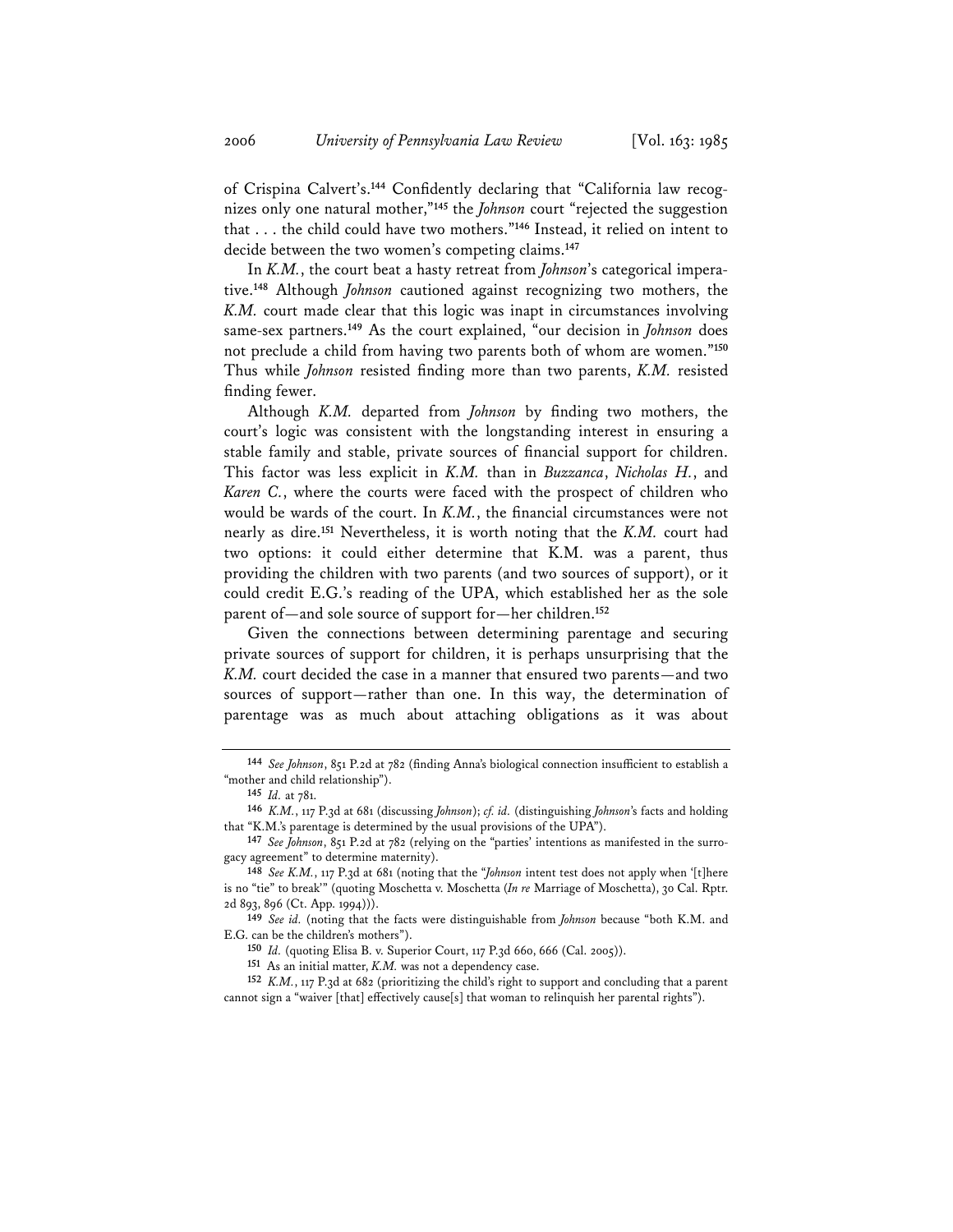of Crispina Calvert's.[144] Confidently declaring that "California law recognizes only one natural mother,"[145] the *Johnson* court "rejected the suggestion that . . . the child could have two mothers."[146] Instead, it relied on intent to decide between the two women's competing claims.[147]

In *K.M.*, the court beat a hasty retreat from *Johnson*'s categorical imperative.[148] Although *Johnson* cautioned against recognizing two mothers, the *K.M.* court made clear that this logic was inapt in circumstances involving same-sex partners.[149] As the court explained, "our decision in *Johnson* does not preclude a child from having two parents both of whom are women."[150] Thus while *Johnson* resisted finding more than two parents, *K.M.* resisted finding fewer.

Although *K.M.* departed from *Johnson* by finding two mothers, the court's logic was consistent with the longstanding interest in ensuring a stable family and stable, private sources of financial support for children. This factor was less explicit in *K.M.* than in *Buzzanca*, *Nicholas H.*, and *Karen C.*, where the courts were faced with the prospect of children who would be wards of the court. In *K.M.*, the financial circumstances were not nearly as dire.[151] Nevertheless, it is worth noting that the *K.M.* court had two options: it could either determine that K.M. was a parent, thus providing the children with two parents (and two sources of support), or it could credit E.G.'s reading of the UPA, which established her as the sole parent of—and sole source of support for—her children.[152]

Given the connections between determining parentage and securing private sources of support for children, it is perhaps unsurprising that the *K.M.* court decided the case in a manner that ensured two parents—and two sources of support—rather than one. In this way, the determination of parentage was as much about attaching obligations as it was about

---

[144] *See Johnson*, 851 P.2d at 782 (finding Anna's biological connection insufficient to establish a "mother and child relationship").

[145] *Id.* at 781.

[146] *K.M.*, 117 P.3d at 681 (discussing *Johnson*); *cf. id.* (distinguishing *Johnson*'s facts and holding that "K.M.'s parentage is determined by the usual provisions of the UPA").

[147] *See Johnson*, 851 P.2d at 782 (relying on the "parties' intentions as manifested in the surrogacy agreement" to determine maternity).

[148] *See K.M.*, 117 P.3d at 681 (noting that the "*Johnson* intent test does not apply when '[t]here is no "tie" to break'" (quoting Moschetta v. Moschetta (*In re* Marriage of Moschetta), 30 Cal. Rptr. 2d 893, 896 (Ct. App. 1994))).

[149] *See id.* (noting that the facts were distinguishable from *Johnson* because "both K.M. and E.G. can be the children's mothers").

[150] *Id.* (quoting Elisa B. v. Superior Court, 117 P.3d 660, 666 (Cal. 2005)).

[151] As an initial matter, *K.M.* was not a dependency case.

[152] *K.M.*, 117 P.3d at 682 (prioritizing the child's right to support and concluding that a parent cannot sign a "waiver [that] effectively cause[s] that woman to relinquish her parental rights").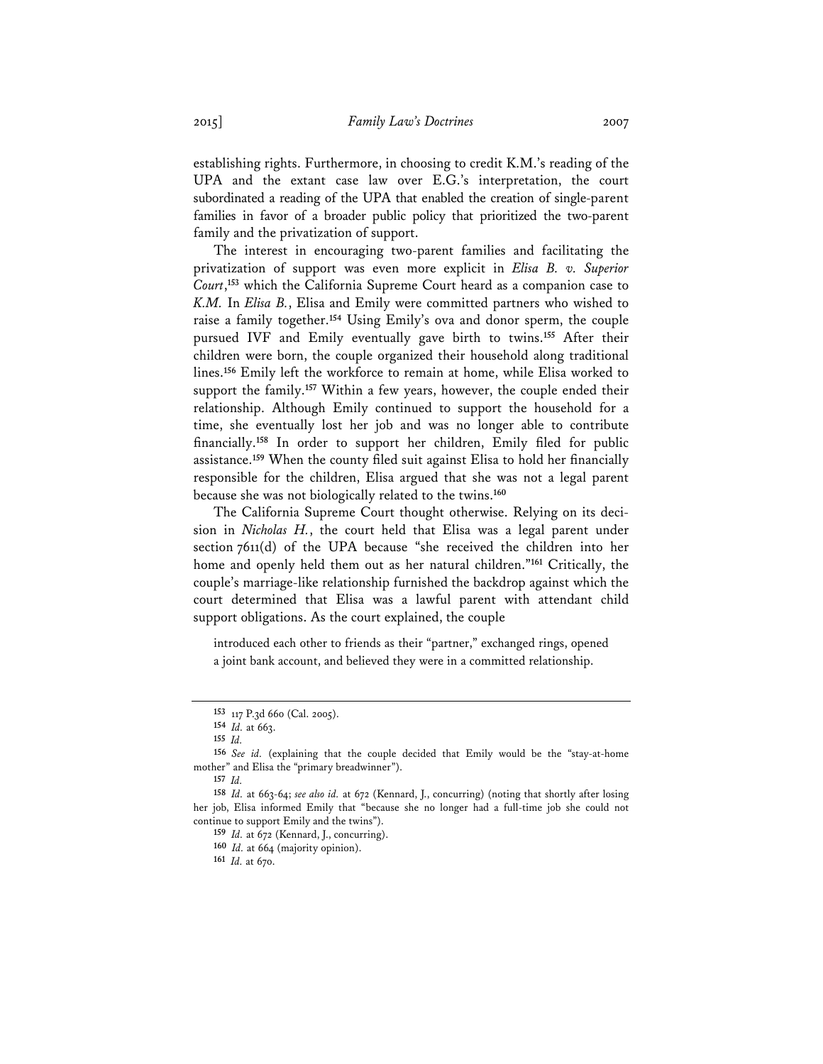establishing rights. Furthermore, in choosing to credit K.M.'s reading of the UPA and the extant case law over E.G.'s interpretation, the court subordinated a reading of the UPA that enabled the creation of single-parent families in favor of a broader public policy that prioritized the two-parent family and the privatization of support.

The interest in encouraging two-parent families and facilitating the privatization of support was even more explicit in *Elisa B. v. Superior Court*,[153] which the California Supreme Court heard as a companion case to *K.M.* In *Elisa B.*, Elisa and Emily were committed partners who wished to raise a family together.[154] Using Emily's ova and donor sperm, the couple pursued IVF and Emily eventually gave birth to twins.[155] After their children were born, the couple organized their household along traditional lines.[156] Emily left the workforce to remain at home, while Elisa worked to support the family.[157] Within a few years, however, the couple ended their relationship. Although Emily continued to support the household for a time, she eventually lost her job and was no longer able to contribute financially.[158] In order to support her children, Emily filed for public assistance.[159] When the county filed suit against Elisa to hold her financially responsible for the children, Elisa argued that she was not a legal parent because she was not biologically related to the twins.[160]

The California Supreme Court thought otherwise. Relying on its decision in *Nicholas H.*, the court held that Elisa was a legal parent under section 7611(d) of the UPA because "she received the children into her home and openly held them out as her natural children."[161] Critically, the couple's marriage-like relationship furnished the backdrop against which the court determined that Elisa was a lawful parent with attendant child support obligations. As the court explained, the couple

> introduced each other to friends as their "partner," exchanged rings, opened a joint bank account, and believed they were in a committed relationship.

---

[153] 117 P.3d 660 (Cal. 2005).

[154] *Id.* at 663.

[155] *Id.*

[156] *See id.* (explaining that the couple decided that Emily would be the "stay-at-home mother" and Elisa the "primary breadwinner").

[157] *Id.*

[158] *Id.* at 663-64; *see also id.* at 672 (Kennard, J., concurring) (noting that shortly after losing her job, Elisa informed Emily that "because she no longer had a full-time job she could not continue to support Emily and the twins").

[159] *Id.* at 672 (Kennard, J., concurring).

[160] *Id.* at 664 (majority opinion).

[161] *Id.* at 670.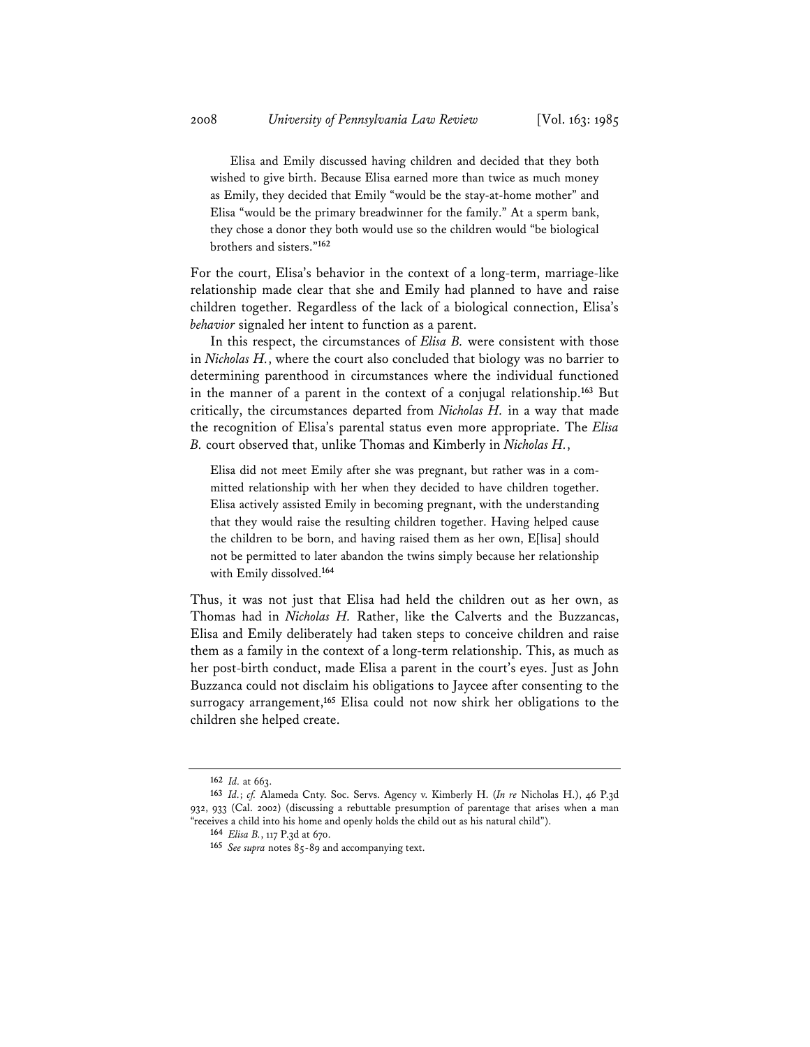> Elisa and Emily discussed having children and decided that they both wished to give birth. Because Elisa earned more than twice as much money as Emily, they decided that Emily "would be the stay-at-home mother" and Elisa "would be the primary breadwinner for the family." At a sperm bank, they chose a donor they both would use so the children would "be biological brothers and sisters."[162]

For the court, Elisa's behavior in the context of a long-term, marriage-like relationship made clear that she and Emily had planned to have and raise children together. Regardless of the lack of a biological connection, Elisa's *behavior* signaled her intent to function as a parent.

In this respect, the circumstances of *Elisa B.* were consistent with those in *Nicholas H.*, where the court also concluded that biology was no barrier to determining parenthood in circumstances where the individual functioned in the manner of a parent in the context of a conjugal relationship.[163] But critically, the circumstances departed from *Nicholas H.* in a way that made the recognition of Elisa's parental status even more appropriate. The *Elisa B.* court observed that, unlike Thomas and Kimberly in *Nicholas H.*,

> Elisa did not meet Emily after she was pregnant, but rather was in a committed relationship with her when they decided to have children together. Elisa actively assisted Emily in becoming pregnant, with the understanding that they would raise the resulting children together. Having helped cause the children to be born, and having raised them as her own, E[lisa] should not be permitted to later abandon the twins simply because her relationship with Emily dissolved.[164]

Thus, it was not just that Elisa had held the children out as her own, as Thomas had in *Nicholas H.* Rather, like the Calverts and the Buzzancas, Elisa and Emily deliberately had taken steps to conceive children and raise them as a family in the context of a long-term relationship. This, as much as her post-birth conduct, made Elisa a parent in the court's eyes. Just as John Buzzanca could not disclaim his obligations to Jaycee after consenting to the surrogacy arrangement,[165] Elisa could not now shirk her obligations to the children she helped create.

---

[162] *Id.* at 663.

[163] *Id.*; *cf.* Alameda Cnty. Soc. Servs. Agency v. Kimberly H. (*In re* Nicholas H.), 46 P.3d 932, 933 (Cal. 2002) (discussing a rebuttable presumption of parentage that arises when a man "receives a child into his home and openly holds the child out as his natural child").

[164] *Elisa B.*, 117 P.3d at 670.

[165] *See supra* notes 85-89 and accompanying text.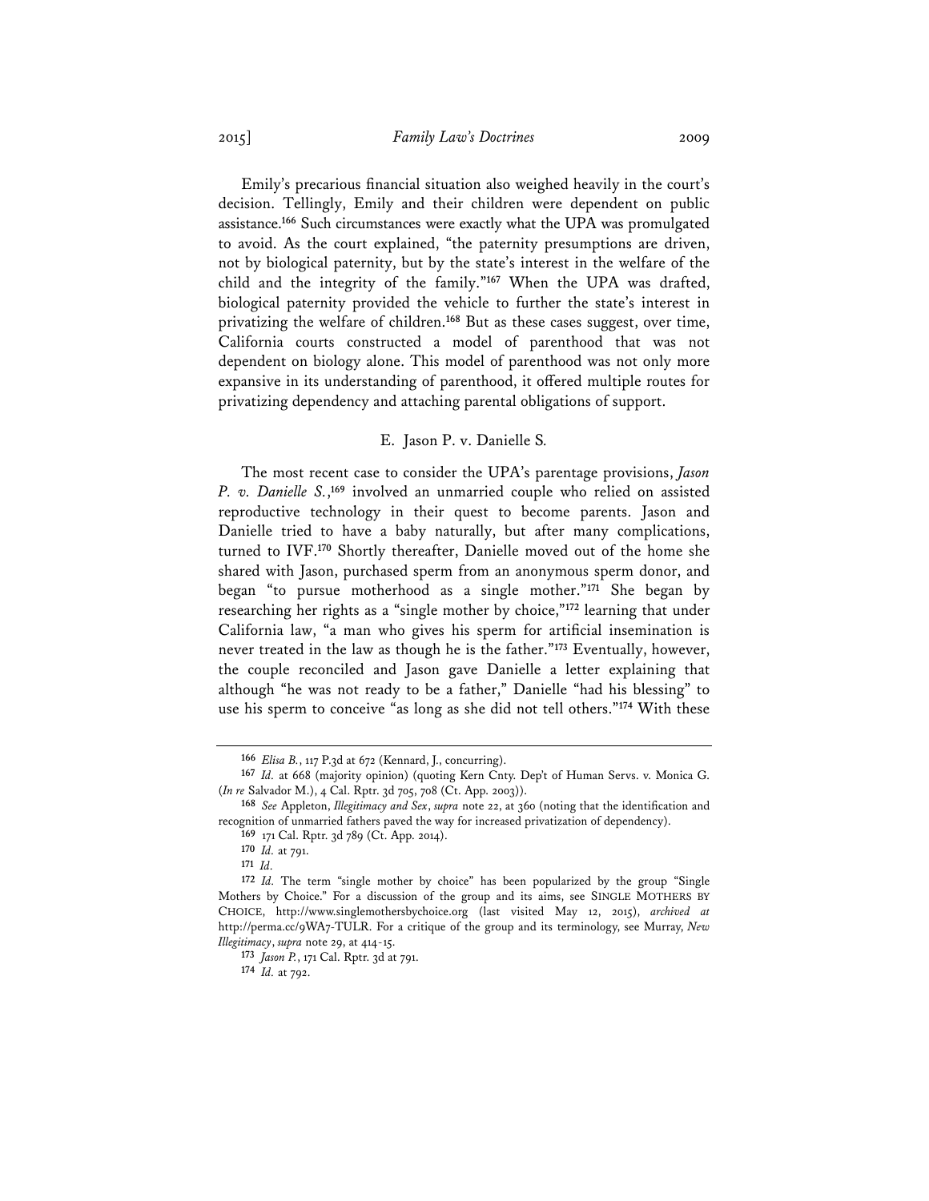Emily's precarious financial situation also weighed heavily in the court's decision. Tellingly, Emily and their children were dependent on public assistance.[166] Such circumstances were exactly what the UPA was promulgated to avoid. As the court explained, "the paternity presumptions are driven, not by biological paternity, but by the state's interest in the welfare of the child and the integrity of the family."[167] When the UPA was drafted, biological paternity provided the vehicle to further the state's interest in privatizing the welfare of children.[168] But as these cases suggest, over time, California courts constructed a model of parenthood that was not dependent on biology alone. This model of parenthood was not only more expansive in its understanding of parenthood, it offered multiple routes for privatizing dependency and attaching parental obligations of support.

### E. Jason P. v. Danielle S.

The most recent case to consider the UPA's parentage provisions, *Jason P. v. Danielle S.*,[169] involved an unmarried couple who relied on assisted reproductive technology in their quest to become parents. Jason and Danielle tried to have a baby naturally, but after many complications, turned to IVF.[170] Shortly thereafter, Danielle moved out of the home she shared with Jason, purchased sperm from an anonymous sperm donor, and began "to pursue motherhood as a single mother."[171] She began by researching her rights as a "single mother by choice,"[172] learning that under California law, "a man who gives his sperm for artificial insemination is never treated in the law as though he is the father."[173] Eventually, however, the couple reconciled and Jason gave Danielle a letter explaining that although "he was not ready to be a father," Danielle "had his blessing" to use his sperm to conceive "as long as she did not tell others."[174] With these

---

[166] *Elisa B.*, 117 P.3d at 672 (Kennard, J., concurring).

[167] *Id.* at 668 (majority opinion) (quoting Kern Cnty. Dep't of Human Servs. v. Monica G. (*In re* Salvador M.), 4 Cal. Rptr. 3d 705, 708 (Ct. App. 2003)).

[168] *See* Appleton, *Illegitimacy and Sex*, *supra* note 22, at 360 (noting that the identification and recognition of unmarried fathers paved the way for increased privatization of dependency).

[169] 171 Cal. Rptr. 3d 789 (Ct. App. 2014).

[170] *Id.* at 791.

[171] *Id.*

[172] *Id.* The term "single mother by choice" has been popularized by the group "Single Mothers by Choice." For a discussion of the group and its aims, see SINGLE MOTHERS BY CHOICE, http://www.singlemothersbychoice.org (last visited May 12, 2015), *archived at* http://perma.cc/9WA7-TULR. For a critique of the group and its terminology, see Murray, *New Illegitimacy*, *supra* note 29, at 414-15.

[173] *Jason P.*, 171 Cal. Rptr. 3d at 791.

[174] *Id.* at 792.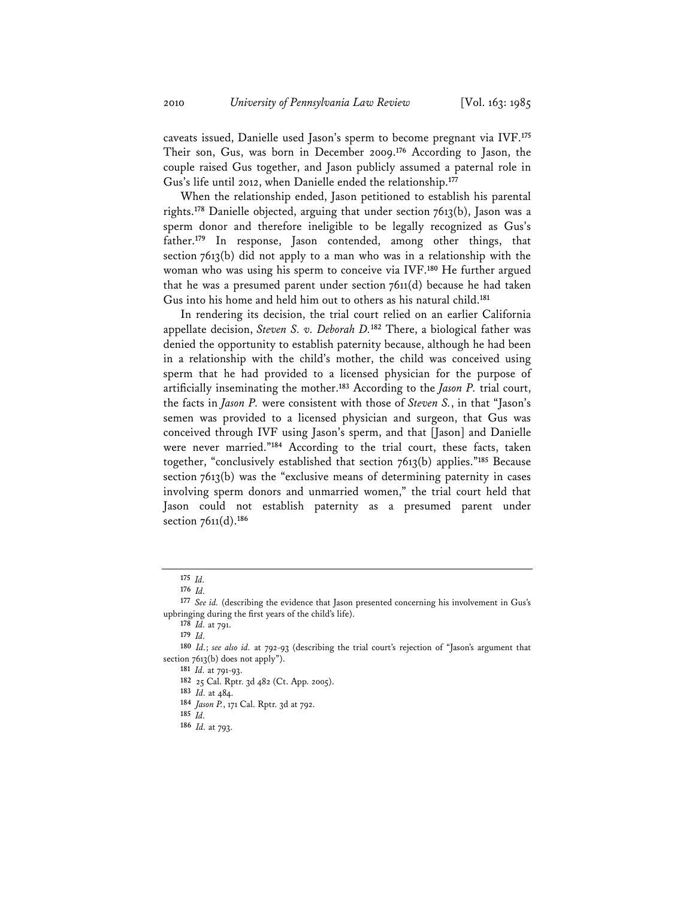caveats issued, Danielle used Jason's sperm to become pregnant via IVF.[175] Their son, Gus, was born in December 2009.[176] According to Jason, the couple raised Gus together, and Jason publicly assumed a paternal role in Gus's life until 2012, when Danielle ended the relationship.[177]

When the relationship ended, Jason petitioned to establish his parental rights.[178] Danielle objected, arguing that under section 7613(b), Jason was a sperm donor and therefore ineligible to be legally recognized as Gus's father.[179] In response, Jason contended, among other things, that section 7613(b) did not apply to a man who was in a relationship with the woman who was using his sperm to conceive via IVF.[180] He further argued that he was a presumed parent under section 7611(d) because he had taken Gus into his home and held him out to others as his natural child.[181]

In rendering its decision, the trial court relied on an earlier California appellate decision, *Steven S. v. Deborah D.*[182] There, a biological father was denied the opportunity to establish paternity because, although he had been in a relationship with the child's mother, the child was conceived using sperm that he had provided to a licensed physician for the purpose of artificially inseminating the mother.[183] According to the *Jason P.* trial court, the facts in *Jason P.* were consistent with those of *Steven S.*, in that "Jason's semen was provided to a licensed physician and surgeon, that Gus was conceived through IVF using Jason's sperm, and that [Jason] and Danielle were never married."[184] According to the trial court, these facts, taken together, "conclusively established that section 7613(b) applies."[185] Because section 7613(b) was the "exclusive means of determining paternity in cases involving sperm donors and unmarried women," the trial court held that Jason could not establish paternity as a presumed parent under section 7611(d).[186]

---

175 *Id.*

176 *Id.*

177 *See id.* (describing the evidence that Jason presented concerning his involvement in Gus's upbringing during the first years of the child's life).

178 *Id.* at 791.

179 *Id.*

180 *Id.*; *see also id.* at 792-93 (describing the trial court's rejection of "Jason's argument that section 7613(b) does not apply").

181 *Id.* at 791-93.

182 25 Cal. Rptr. 3d 482 (Ct. App. 2005).

183 *Id.* at 484.

184 *Jason P.*, 171 Cal. Rptr. 3d at 792.

185 *Id.*

186 *Id.* at 793.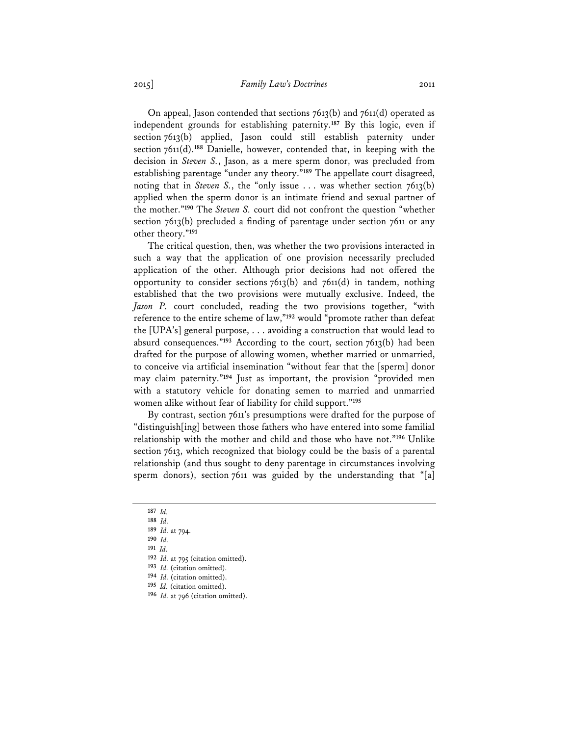On appeal, Jason contended that sections 7613(b) and 7611(d) operated as independent grounds for establishing paternity.[187] By this logic, even if section 7613(b) applied, Jason could still establish paternity under section 7611(d).[188] Danielle, however, contended that, in keeping with the decision in *Steven S.*, Jason, as a mere sperm donor, was precluded from establishing parentage "under any theory."[189] The appellate court disagreed, noting that in *Steven S.*, the "only issue . . . was whether section 7613(b) applied when the sperm donor is an intimate friend and sexual partner of the mother."[190] The *Steven S.* court did not confront the question "whether section 7613(b) precluded a finding of parentage under section 7611 or any other theory."[191]

The critical question, then, was whether the two provisions interacted in such a way that the application of one provision necessarily precluded application of the other. Although prior decisions had not offered the opportunity to consider sections 7613(b) and 7611(d) in tandem, nothing established that the two provisions were mutually exclusive. Indeed, the *Jason P.* court concluded, reading the two provisions together, "with reference to the entire scheme of law,"[192] would "promote rather than defeat the [UPA's] general purpose, . . . avoiding a construction that would lead to absurd consequences."[193] According to the court, section 7613(b) had been drafted for the purpose of allowing women, whether married or unmarried, to conceive via artificial insemination "without fear that the [sperm] donor may claim paternity."[194] Just as important, the provision "provided men with a statutory vehicle for donating semen to married and unmarried women alike without fear of liability for child support."[195]

By contrast, section 7611's presumptions were drafted for the purpose of "distinguish[ing] between those fathers who have entered into some familial relationship with the mother and child and those who have not."[196] Unlike section 7613, which recognized that biology could be the basis of a parental relationship (and thus sought to deny parentage in circumstances involving sperm donors), section 7611 was guided by the understanding that "[a]

---

[187] *Id.*

[188] *Id.*

[189] *Id.* at 794.

[190] *Id.*

[191] *Id.*

[192] *Id.* at 795 (citation omitted).

[193] *Id.* (citation omitted).

[194] *Id.* (citation omitted).

[195] *Id.* (citation omitted).

[196] *Id.* at 796 (citation omitted).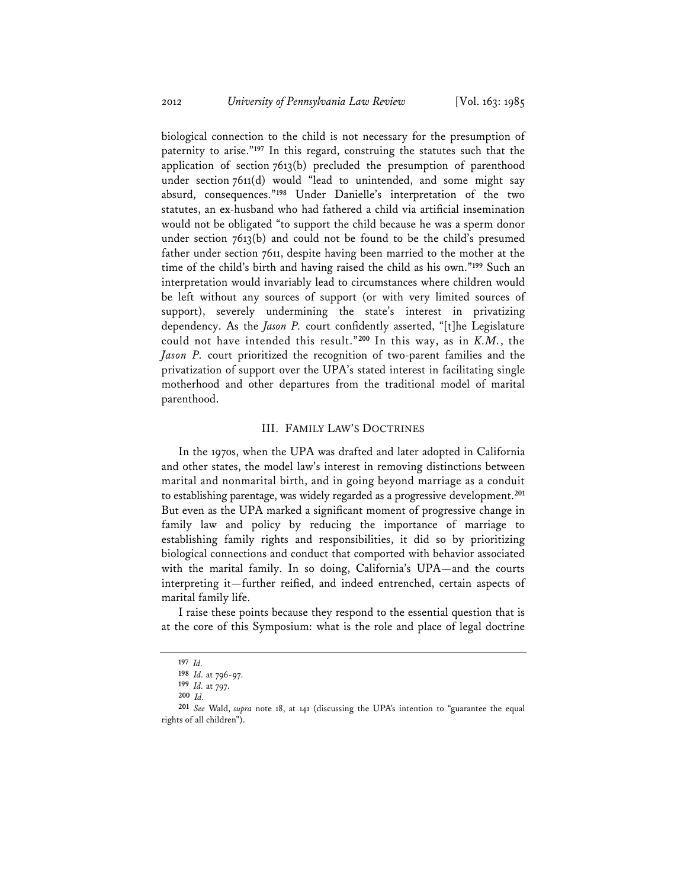biological connection to the child is not necessary for the presumption of paternity to arise."[197] In this regard, construing the statutes such that the application of section 7613(b) precluded the presumption of parenthood under section 7611(d) would "lead to unintended, and some might say absurd, consequences."[198] Under Danielle's interpretation of the two statutes, an ex-husband who had fathered a child via artificial insemination would not be obligated "to support the child because he was a sperm donor under section 7613(b) and could not be found to be the child's presumed father under section 7611, despite having been married to the mother at the time of the child's birth and having raised the child as his own."[199] Such an interpretation would invariably lead to circumstances where children would be left without any sources of support (or with very limited sources of support), severely undermining the state's interest in privatizing dependency. As the *Jason P.* court confidently asserted, "[t]he Legislature could not have intended this result."[200] In this way, as in *K.M.*, the *Jason P.* court prioritized the recognition of two-parent families and the privatization of support over the UPA's stated interest in facilitating single motherhood and other departures from the traditional model of marital parenthood.

## III. FAMILY LAW'S DOCTRINES

In the 1970s, when the UPA was drafted and later adopted in California and other states, the model law's interest in removing distinctions between marital and nonmarital birth, and in going beyond marriage as a conduit to establishing parentage, was widely regarded as a progressive development.[201] But even as the UPA marked a significant moment of progressive change in family law and policy by reducing the importance of marriage to establishing family rights and responsibilities, it did so by prioritizing biological connections and conduct that comported with behavior associated with the marital family. In so doing, California's UPA—and the courts interpreting it—further reified, and indeed entrenched, certain aspects of marital family life.

I raise these points because they respond to the essential question that is at the core of this Symposium: what is the role and place of legal doctrine

---

[197] *Id.*

[198] *Id.* at 796-97.

[199] *Id.* at 797.

[200] *Id.*

[201] *See* Wald, *supra* note 18, at 141 (discussing the UPA's intention to "guarantee the equal rights of all children").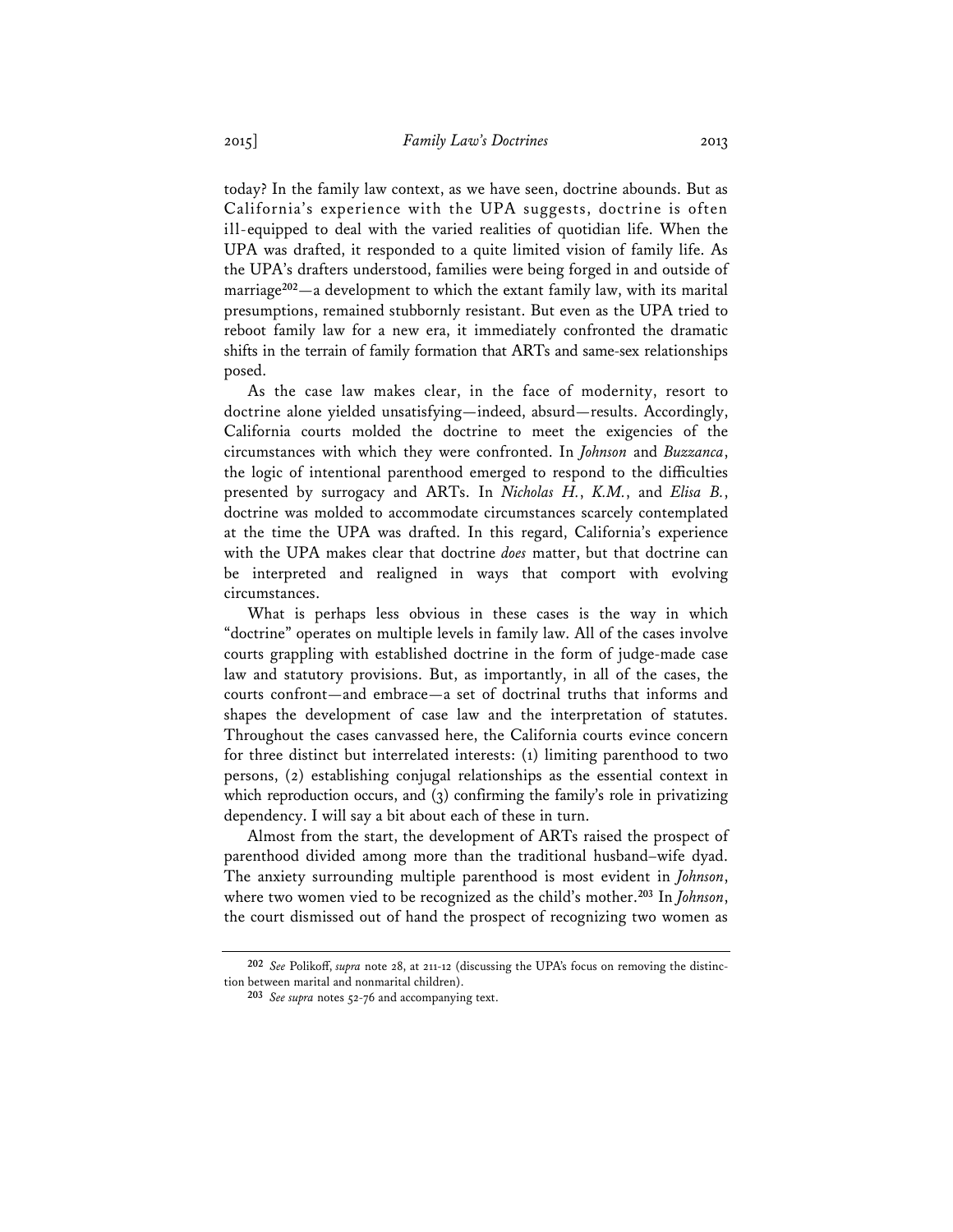today? In the family law context, as we have seen, doctrine abounds. But as California's experience with the UPA suggests, doctrine is often ill-equipped to deal with the varied realities of quotidian life. When the UPA was drafted, it responded to a quite limited vision of family life. As the UPA's drafters understood, families were being forged in and outside of marriage[202]—a development to which the extant family law, with its marital presumptions, remained stubbornly resistant. But even as the UPA tried to reboot family law for a new era, it immediately confronted the dramatic shifts in the terrain of family formation that ARTs and same-sex relationships posed.

As the case law makes clear, in the face of modernity, resort to doctrine alone yielded unsatisfying—indeed, absurd—results. Accordingly, California courts molded the doctrine to meet the exigencies of the circumstances with which they were confronted. In *Johnson* and *Buzzanca*, the logic of intentional parenthood emerged to respond to the difficulties presented by surrogacy and ARTs. In *Nicholas H.*, *K.M.*, and *Elisa B.*, doctrine was molded to accommodate circumstances scarcely contemplated at the time the UPA was drafted. In this regard, California's experience with the UPA makes clear that doctrine *does* matter, but that doctrine can be interpreted and realigned in ways that comport with evolving circumstances.

What is perhaps less obvious in these cases is the way in which "doctrine" operates on multiple levels in family law. All of the cases involve courts grappling with established doctrine in the form of judge-made case law and statutory provisions. But, as importantly, in all of the cases, the courts confront—and embrace—a set of doctrinal truths that informs and shapes the development of case law and the interpretation of statutes. Throughout the cases canvassed here, the California courts evince concern for three distinct but interrelated interests: (1) limiting parenthood to two persons, (2) establishing conjugal relationships as the essential context in which reproduction occurs, and (3) confirming the family's role in privatizing dependency. I will say a bit about each of these in turn.

Almost from the start, the development of ARTs raised the prospect of parenthood divided among more than the traditional husband–wife dyad. The anxiety surrounding multiple parenthood is most evident in *Johnson*, where two women vied to be recognized as the child's mother.[203] In *Johnson*, the court dismissed out of hand the prospect of recognizing two women as

---

[202] *See* Polikoff, *supra* note 28, at 211-12 (discussing the UPA's focus on removing the distinction between marital and nonmarital children).

[203] *See supra* notes 52-76 and accompanying text.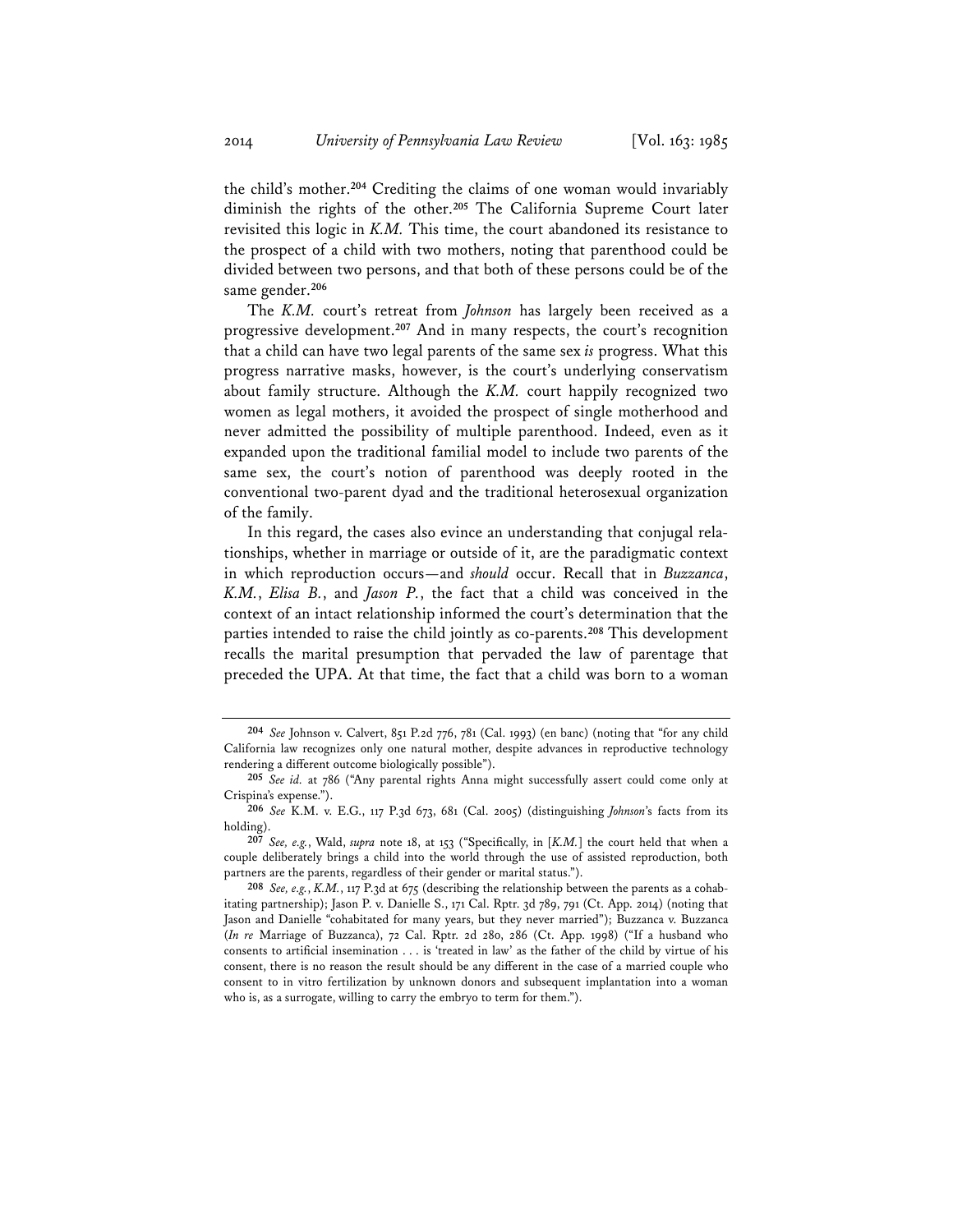the child's mother.[204] Crediting the claims of one woman would invariably diminish the rights of the other.[205] The California Supreme Court later revisited this logic in *K.M.* This time, the court abandoned its resistance to the prospect of a child with two mothers, noting that parenthood could be divided between two persons, and that both of these persons could be of the same gender.[206]

The *K.M.* court's retreat from *Johnson* has largely been received as a progressive development.[207] And in many respects, the court's recognition that a child can have two legal parents of the same sex *is* progress. What this progress narrative masks, however, is the court's underlying conservatism about family structure. Although the *K.M.* court happily recognized two women as legal mothers, it avoided the prospect of single motherhood and never admitted the possibility of multiple parenthood. Indeed, even as it expanded upon the traditional familial model to include two parents of the same sex, the court's notion of parenthood was deeply rooted in the conventional two-parent dyad and the traditional heterosexual organization of the family.

In this regard, the cases also evince an understanding that conjugal relationships, whether in marriage or outside of it, are the paradigmatic context in which reproduction occurs—and *should* occur. Recall that in *Buzzanca*, *K.M.*, *Elisa B.*, and *Jason P.*, the fact that a child was conceived in the context of an intact relationship informed the court's determination that the parties intended to raise the child jointly as co-parents.[208] This development recalls the marital presumption that pervaded the law of parentage that preceded the UPA. At that time, the fact that a child was born to a woman

---

[204] *See* Johnson v. Calvert, 851 P.2d 776, 781 (Cal. 1993) (en banc) (noting that "for any child California law recognizes only one natural mother, despite advances in reproductive technology rendering a different outcome biologically possible").

[205] *See id.* at 786 ("Any parental rights Anna might successfully assert could come only at Crispina's expense.").

[206] *See* K.M. v. E.G., 117 P.3d 673, 681 (Cal. 2005) (distinguishing *Johnson*'s facts from its holding).

[207] *See, e.g.*, Wald, *supra* note 18, at 153 ("Specifically, in [*K.M.*] the court held that when a couple deliberately brings a child into the world through the use of assisted reproduction, both partners are the parents, regardless of their gender or marital status.").

[208] *See, e.g.*, *K.M.*, 117 P.3d at 675 (describing the relationship between the parents as a cohabitating partnership); Jason P. v. Danielle S., 171 Cal. Rptr. 3d 789, 791 (Ct. App. 2014) (noting that Jason and Danielle "cohabitated for many years, but they never married"); Buzzanca v. Buzzanca (*In re* Marriage of Buzzanca), 72 Cal. Rptr. 2d 280, 286 (Ct. App. 1998) ("If a husband who consents to artificial insemination . . . is 'treated in law' as the father of the child by virtue of his consent, there is no reason the result should be any different in the case of a married couple who consent to in vitro fertilization by unknown donors and subsequent implantation into a woman who is, as a surrogate, willing to carry the embryo to term for them.").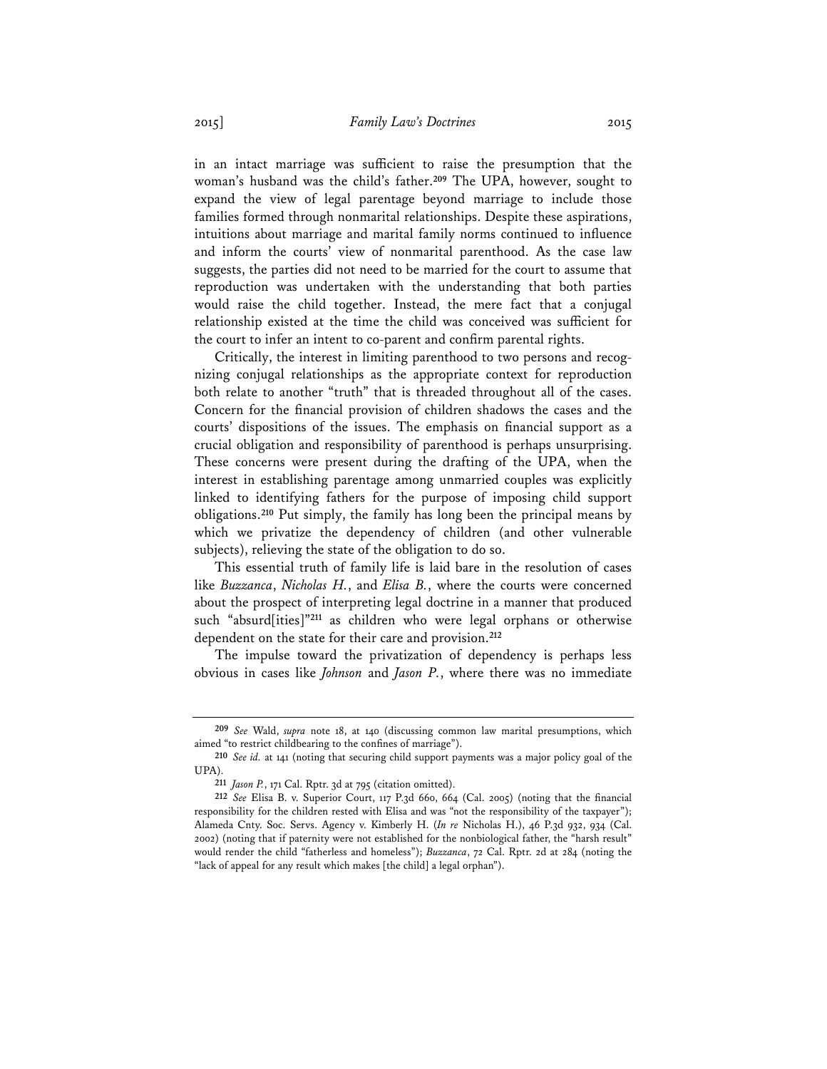in an intact marriage was sufficient to raise the presumption that the woman's husband was the child's father.[209] The UPA, however, sought to expand the view of legal parentage beyond marriage to include those families formed through nonmarital relationships. Despite these aspirations, intuitions about marriage and marital family norms continued to influence and inform the courts' view of nonmarital parenthood. As the case law suggests, the parties did not need to be married for the court to assume that reproduction was undertaken with the understanding that both parties would raise the child together. Instead, the mere fact that a conjugal relationship existed at the time the child was conceived was sufficient for the court to infer an intent to co-parent and confirm parental rights.

Critically, the interest in limiting parenthood to two persons and recognizing conjugal relationships as the appropriate context for reproduction both relate to another "truth" that is threaded throughout all of the cases. Concern for the financial provision of children shadows the cases and the courts' dispositions of the issues. The emphasis on financial support as a crucial obligation and responsibility of parenthood is perhaps unsurprising. These concerns were present during the drafting of the UPA, when the interest in establishing parentage among unmarried couples was explicitly linked to identifying fathers for the purpose of imposing child support obligations.[210] Put simply, the family has long been the principal means by which we privatize the dependency of children (and other vulnerable subjects), relieving the state of the obligation to do so.

This essential truth of family life is laid bare in the resolution of cases like *Buzzanca*, *Nicholas H.*, and *Elisa B.*, where the courts were concerned about the prospect of interpreting legal doctrine in a manner that produced such "absurd[ities]"[211] as children who were legal orphans or otherwise dependent on the state for their care and provision.[212]

The impulse toward the privatization of dependency is perhaps less obvious in cases like *Johnson* and *Jason P.*, where there was no immediate

---

[209] *See* Wald, *supra* note 18, at 140 (discussing common law marital presumptions, which aimed "to restrict childbearing to the confines of marriage").

[210] *See id.* at 141 (noting that securing child support payments was a major policy goal of the UPA).

[211] *Jason P.*, 171 Cal. Rptr. 3d at 795 (citation omitted).

[212] *See* Elisa B. v. Superior Court, 117 P.3d 660, 664 (Cal. 2005) (noting that the financial responsibility for the children rested with Elisa and was "not the responsibility of the taxpayer"); Alameda Cnty. Soc. Servs. Agency v. Kimberly H. (*In re* Nicholas H.), 46 P.3d 932, 934 (Cal. 2002) (noting that if paternity were not established for the nonbiological father, the "harsh result" would render the child "fatherless and homeless"); *Buzzanca*, 72 Cal. Rptr. 2d at 284 (noting the "lack of appeal for any result which makes [the child] a legal orphan").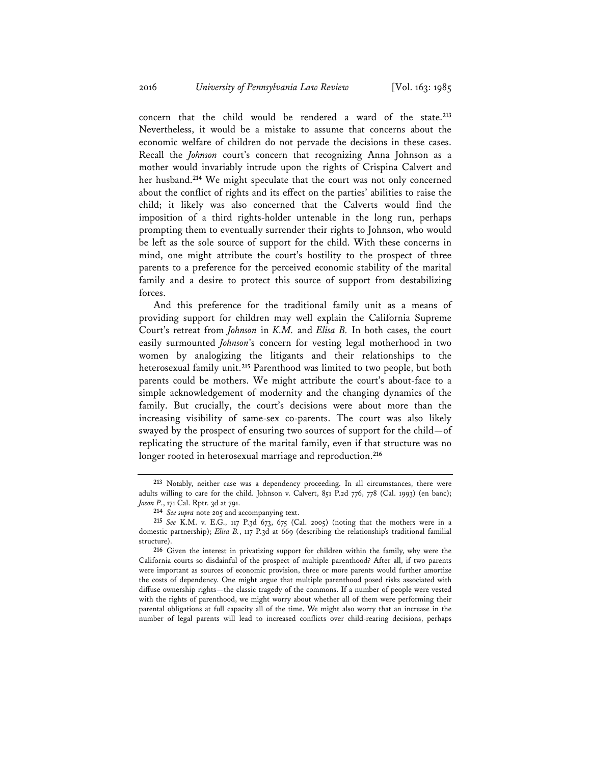concern that the child would be rendered a ward of the state.[213] Nevertheless, it would be a mistake to assume that concerns about the economic welfare of children do not pervade the decisions in these cases. Recall the *Johnson* court's concern that recognizing Anna Johnson as a mother would invariably intrude upon the rights of Crispina Calvert and her husband.[214] We might speculate that the court was not only concerned about the conflict of rights and its effect on the parties' abilities to raise the child; it likely was also concerned that the Calverts would find the imposition of a third rights-holder untenable in the long run, perhaps prompting them to eventually surrender their rights to Johnson, who would be left as the sole source of support for the child. With these concerns in mind, one might attribute the court's hostility to the prospect of three parents to a preference for the perceived economic stability of the marital family and a desire to protect this source of support from destabilizing forces.

And this preference for the traditional family unit as a means of providing support for children may well explain the California Supreme Court's retreat from *Johnson* in *K.M.* and *Elisa B.* In both cases, the court easily surmounted *Johnson*'s concern for vesting legal motherhood in two women by analogizing the litigants and their relationships to the heterosexual family unit.[215] Parenthood was limited to two people, but both parents could be mothers. We might attribute the court's about-face to a simple acknowledgement of modernity and the changing dynamics of the family. But crucially, the court's decisions were about more than the increasing visibility of same-sex co-parents. The court was also likely swayed by the prospect of ensuring two sources of support for the child—of replicating the structure of the marital family, even if that structure was no longer rooted in heterosexual marriage and reproduction.[216]

---

[213] Notably, neither case was a dependency proceeding. In all circumstances, there were adults willing to care for the child. Johnson v. Calvert, 851 P.2d 776, 778 (Cal. 1993) (en banc); *Jason P.*, 171 Cal. Rptr. 3d at 791.

[214] *See supra* note 205 and accompanying text.

[215] *See* K.M. v. E.G., 117 P.3d 673, 675 (Cal. 2005) (noting that the mothers were in a domestic partnership); *Elisa B.*, 117 P.3d at 669 (describing the relationship's traditional familial structure).

[216] Given the interest in privatizing support for children within the family, why were the California courts so disdainful of the prospect of multiple parenthood? After all, if two parents were important as sources of economic provision, three or more parents would further amortize the costs of dependency. One might argue that multiple parenthood posed risks associated with diffuse ownership rights—the classic tragedy of the commons. If a number of people were vested with the rights of parenthood, we might worry about whether all of them were performing their parental obligations at full capacity all of the time. We might also worry that an increase in the number of legal parents will lead to increased conflicts over child-rearing decisions, perhaps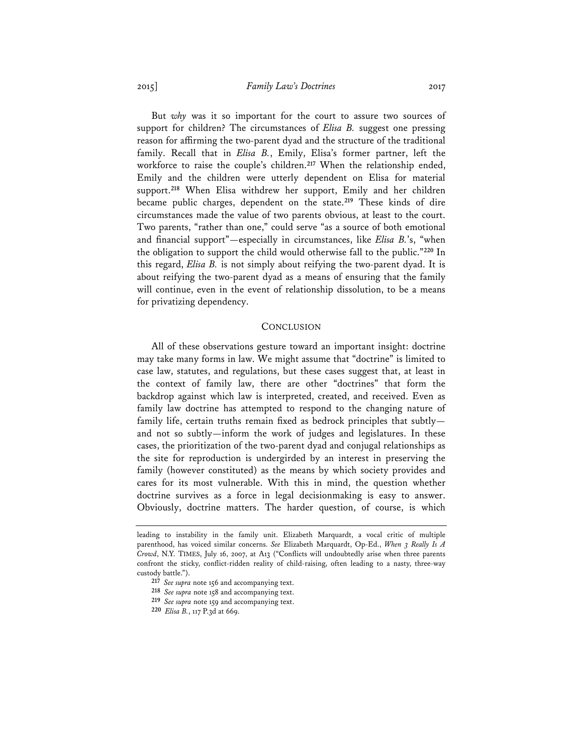But *why* was it so important for the court to assure two sources of support for children? The circumstances of *Elisa B.* suggest one pressing reason for affirming the two-parent dyad and the structure of the traditional family. Recall that in *Elisa B.*, Emily, Elisa's former partner, left the workforce to raise the couple's children.[217] When the relationship ended, Emily and the children were utterly dependent on Elisa for material support.[218] When Elisa withdrew her support, Emily and her children became public charges, dependent on the state.[219] These kinds of dire circumstances made the value of two parents obvious, at least to the court. Two parents, "rather than one," could serve "as a source of both emotional and financial support"—especially in circumstances, like *Elisa B.*'s, "when the obligation to support the child would otherwise fall to the public."[220] In this regard, *Elisa B.* is not simply about reifying the two-parent dyad. It is about reifying the two-parent dyad as a means of ensuring that the family will continue, even in the event of relationship dissolution, to be a means for privatizing dependency.

## CONCLUSION

All of these observations gesture toward an important insight: doctrine may take many forms in law. We might assume that "doctrine" is limited to case law, statutes, and regulations, but these cases suggest that, at least in the context of family law, there are other "doctrines" that form the backdrop against which law is interpreted, created, and received. Even as family law doctrine has attempted to respond to the changing nature of family life, certain truths remain fixed as bedrock principles that subtly—and not so subtly—inform the work of judges and legislatures. In these cases, the prioritization of the two-parent dyad and conjugal relationships as the site for reproduction is undergirded by an interest in preserving the family (however constituted) as the means by which society provides and cares for its most vulnerable. With this in mind, the question whether doctrine survives as a force in legal decisionmaking is easy to answer. Obviously, doctrine matters. The harder question, of course, is which

---

leading to instability in the family unit. Elizabeth Marquardt, a vocal critic of multiple parenthood, has voiced similar concerns. *See* Elizabeth Marquardt, Op-Ed., *When 3 Really Is A Crowd*, N.Y. TIMES, July 16, 2007, at A13 ("Conflicts will undoubtedly arise when three parents confront the sticky, conflict-ridden reality of child-raising, often leading to a nasty, three-way custody battle.").

[217] *See supra* note 156 and accompanying text.

[218] *See supra* note 158 and accompanying text.

[219] *See supra* note 159 and accompanying text.

[220] *Elisa B.*, 117 P.3d at 669.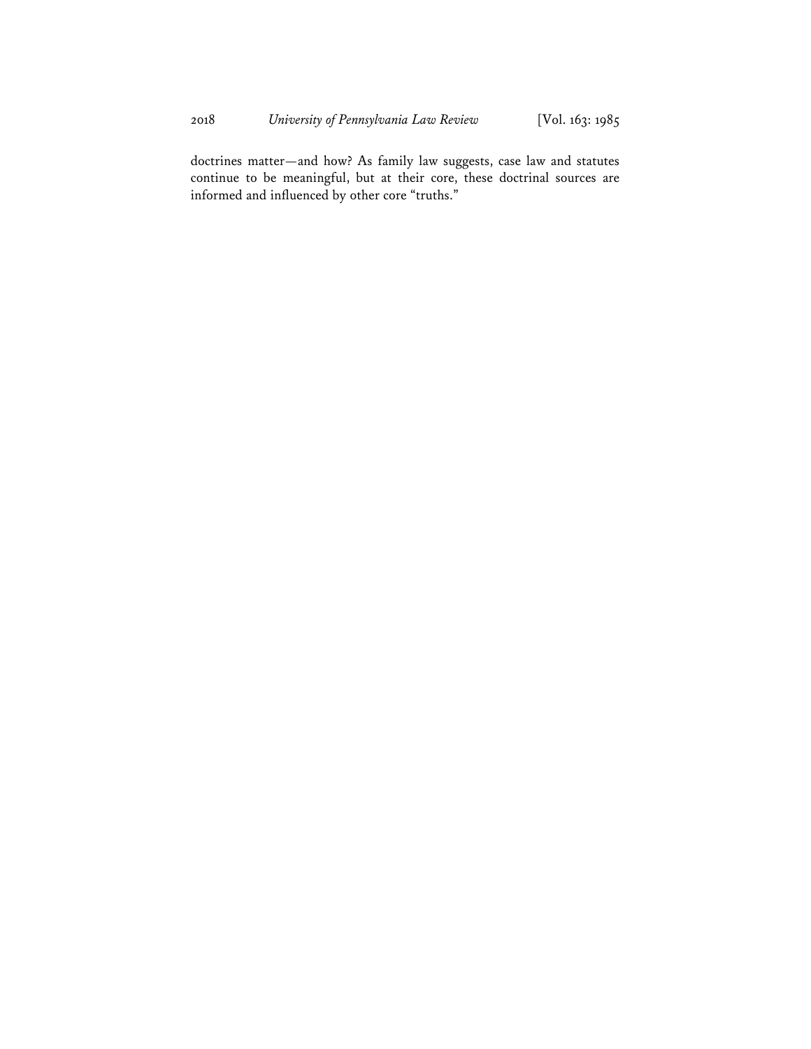doctrines matter—and how? As family law suggests, case law and statutes continue to be meaningful, but at their core, these doctrinal sources are informed and influenced by other core "truths."